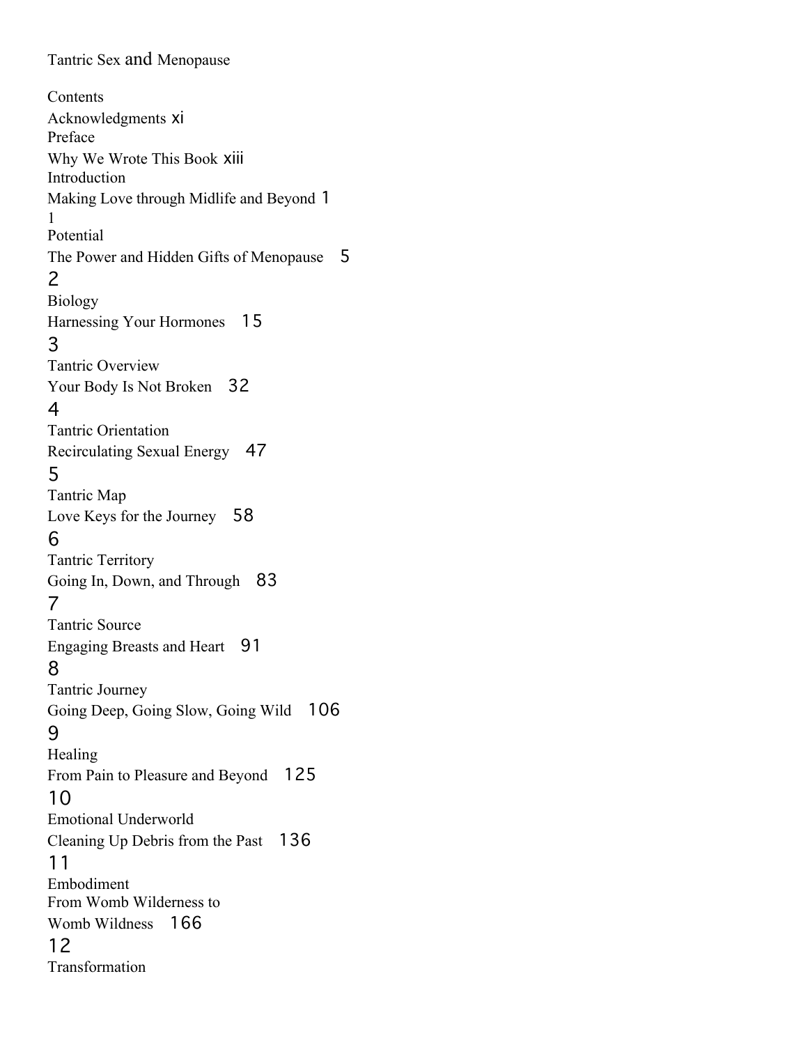# Tantric Sex and Menopause

## Contents

Acknowledgments xi

Preface
Why We Wrote This Book xiii

Introduction
Making Love through Midlife and Beyond 1

1
Potential
The Power and Hidden Gifts of Menopause 5

2
Biology
Harnessing Your Hormones 15

3
Tantric Overview
Your Body Is Not Broken 32

4
Tantric Orientation
Recirculating Sexual Energy 47

5
Tantric Map
Love Keys for the Journey 58

6
Tantric Territory
Going In, Down, and Through 83

7
Tantric Source
Engaging Breasts and Heart 91

8
Tantric Journey
Going Deep, Going Slow, Going Wild 106

9
Healing
From Pain to Pleasure and Beyond 125

10
Emotional Underworld
Cleaning Up Debris from the Past 136

11
Embodiment
From Womb Wilderness to
Womb Wildness 166

12
Transformation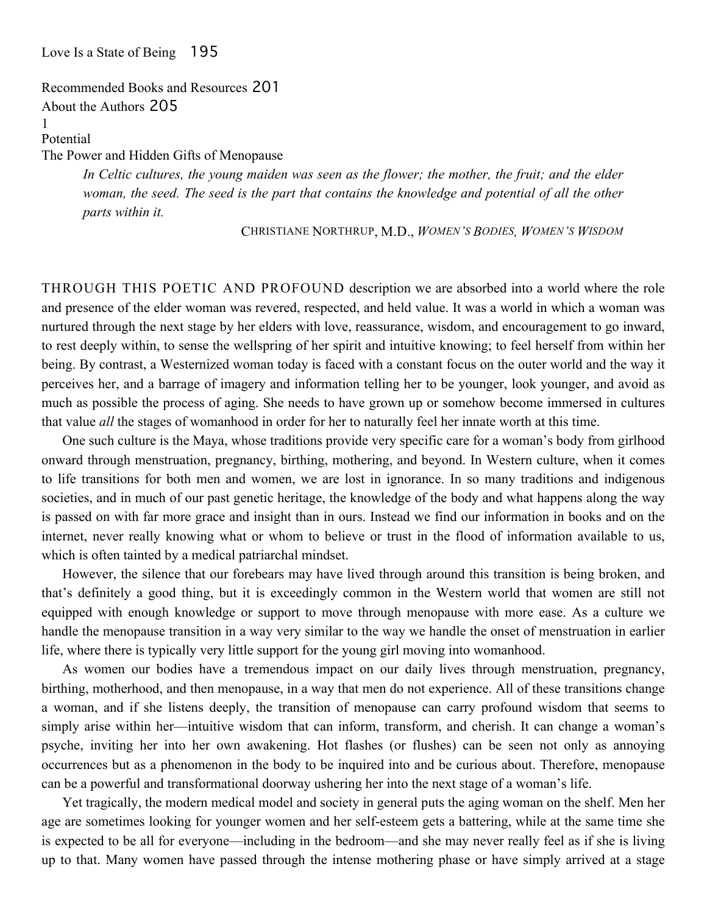Love Is a State of Being 195

Recommended Books and Resources 201

About the Authors 205

# 1
# Potential
## The Power and Hidden Gifts of Menopause

> *In Celtic cultures, the young maiden was seen as the flower; the mother, the fruit; and the elder woman, the seed. The seed is the part that contains the knowledge and potential of all the other parts within it.*
>
> CHRISTIANE NORTHRUP, M.D., *WOMEN'S BODIES, WOMEN'S WISDOM*

THROUGH THIS POETIC AND PROFOUND description we are absorbed into a world where the role and presence of the elder woman was revered, respected, and held value. It was a world in which a woman was nurtured through the next stage by her elders with love, reassurance, wisdom, and encouragement to go inward, to rest deeply within, to sense the wellspring of her spirit and intuitive knowing; to feel herself from within her being. By contrast, a Westernized woman today is faced with a constant focus on the outer world and the way it perceives her, and a barrage of imagery and information telling her to be younger, look younger, and avoid as much as possible the process of aging. She needs to have grown up or somehow become immersed in cultures that value *all* the stages of womanhood in order for her to naturally feel her innate worth at this time.

One such culture is the Maya, whose traditions provide very specific care for a woman's body from girlhood onward through menstruation, pregnancy, birthing, mothering, and beyond. In Western culture, when it comes to life transitions for both men and women, we are lost in ignorance. In so many traditions and indigenous societies, and in much of our past genetic heritage, the knowledge of the body and what happens along the way is passed on with far more grace and insight than in ours. Instead we find our information in books and on the internet, never really knowing what or whom to believe or trust in the flood of information available to us, which is often tainted by a medical patriarchal mindset.

However, the silence that our forebears may have lived through around this transition is being broken, and that's definitely a good thing, but it is exceedingly common in the Western world that women are still not equipped with enough knowledge or support to move through menopause with more ease. As a culture we handle the menopause transition in a way very similar to the way we handle the onset of menstruation in earlier life, where there is typically very little support for the young girl moving into womanhood.

As women our bodies have a tremendous impact on our daily lives through menstruation, pregnancy, birthing, motherhood, and then menopause, in a way that men do not experience. All of these transitions change a woman, and if she listens deeply, the transition of menopause can carry profound wisdom that seems to simply arise within her—intuitive wisdom that can inform, transform, and cherish. It can change a woman's psyche, inviting her into her own awakening. Hot flashes (or flushes) can be seen not only as annoying occurrences but as a phenomenon in the body to be inquired into and be curious about. Therefore, menopause can be a powerful and transformational doorway ushering her into the next stage of a woman's life.

Yet tragically, the modern medical model and society in general puts the aging woman on the shelf. Men her age are sometimes looking for younger women and her self-esteem gets a battering, while at the same time she is expected to be all for everyone—including in the bedroom—and she may never really feel as if she is living up to that. Many women have passed through the intense mothering phase or have simply arrived at a stage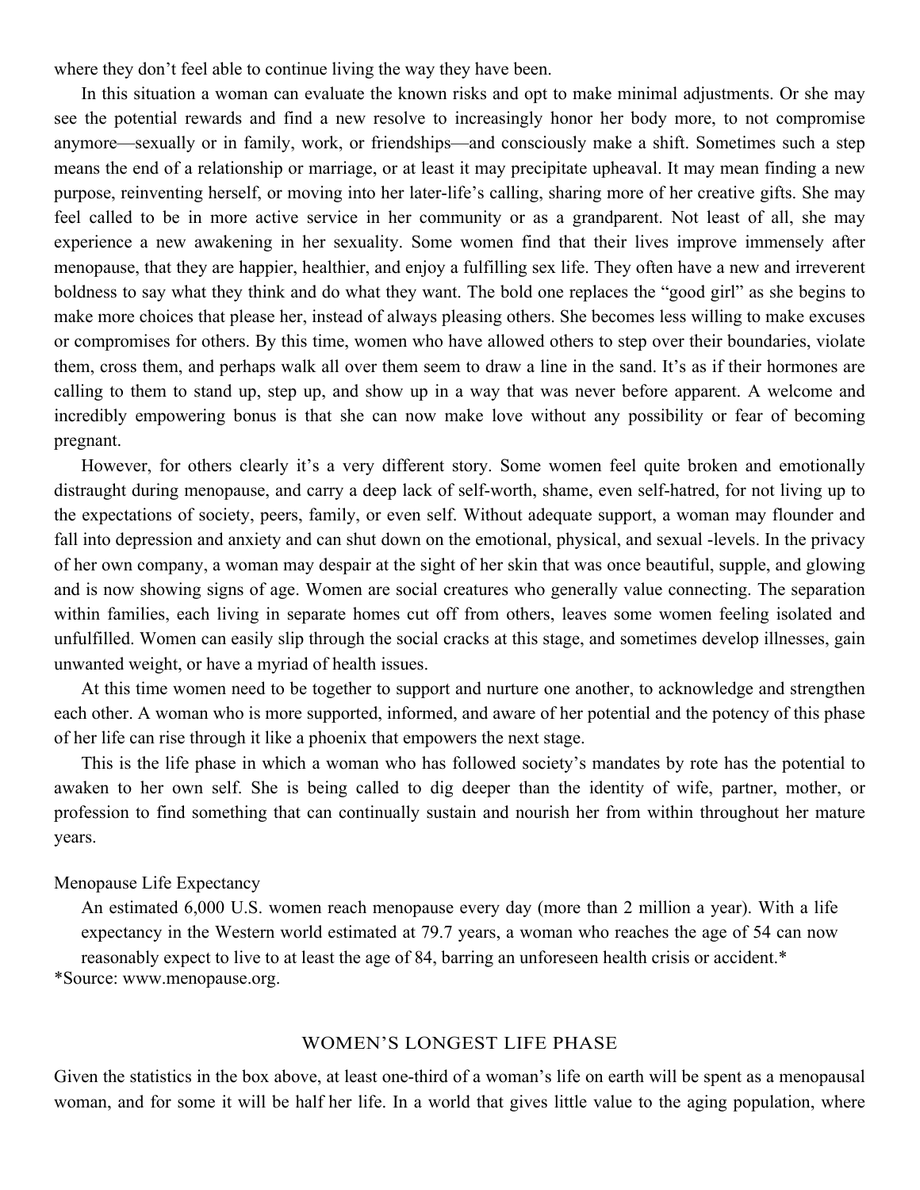where they don't feel able to continue living the way they have been.

In this situation a woman can evaluate the known risks and opt to make minimal adjustments. Or she may see the potential rewards and find a new resolve to increasingly honor her body more, to not compromise anymore—sexually or in family, work, or friendships—and consciously make a shift. Sometimes such a step means the end of a relationship or marriage, or at least it may precipitate upheaval. It may mean finding a new purpose, reinventing herself, or moving into her later-life's calling, sharing more of her creative gifts. She may feel called to be in more active service in her community or as a grandparent. Not least of all, she may experience a new awakening in her sexuality. Some women find that their lives improve immensely after menopause, that they are happier, healthier, and enjoy a fulfilling sex life. They often have a new and irreverent boldness to say what they think and do what they want. The bold one replaces the "good girl" as she begins to make more choices that please her, instead of always pleasing others. She becomes less willing to make excuses or compromises for others. By this time, women who have allowed others to step over their boundaries, violate them, cross them, and perhaps walk all over them seem to draw a line in the sand. It's as if their hormones are calling to them to stand up, step up, and show up in a way that was never before apparent. A welcome and incredibly empowering bonus is that she can now make love without any possibility or fear of becoming pregnant.

However, for others clearly it's a very different story. Some women feel quite broken and emotionally distraught during menopause, and carry a deep lack of self-worth, shame, even self-hatred, for not living up to the expectations of society, peers, family, or even self. Without adequate support, a woman may flounder and fall into depression and anxiety and can shut down on the emotional, physical, and sexual -levels. In the privacy of her own company, a woman may despair at the sight of her skin that was once beautiful, supple, and glowing and is now showing signs of age. Women are social creatures who generally value connecting. The separation within families, each living in separate homes cut off from others, leaves some women feeling isolated and unfulfilled. Women can easily slip through the social cracks at this stage, and sometimes develop illnesses, gain unwanted weight, or have a myriad of health issues.

At this time women need to be together to support and nurture one another, to acknowledge and strengthen each other. A woman who is more supported, informed, and aware of her potential and the potency of this phase of her life can rise through it like a phoenix that empowers the next stage.

This is the life phase in which a woman who has followed society's mandates by rote has the potential to awaken to her own self. She is being called to dig deeper than the identity of wife, partner, mother, or profession to find something that can continually sustain and nourish her from within throughout her mature years.

Menopause Life Expectancy

An estimated 6,000 U.S. women reach menopause every day (more than 2 million a year). With a life expectancy in the Western world estimated at 79.7 years, a woman who reaches the age of 54 can now reasonably expect to live to at least the age of 84, barring an unforeseen health crisis or accident.*

*Source: www.menopause.org.

## WOMEN'S LONGEST LIFE PHASE

Given the statistics in the box above, at least one-third of a woman's life on earth will be spent as a menopausal woman, and for some it will be half her life. In a world that gives little value to the aging population, where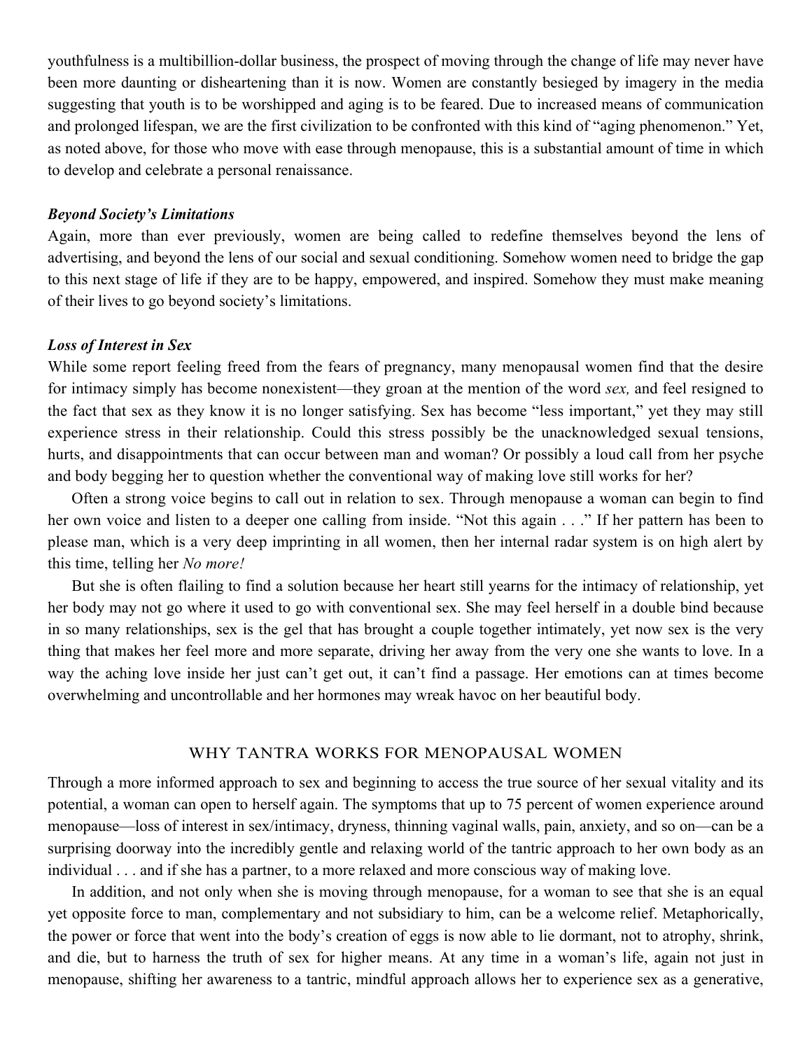youthfulness is a multibillion-dollar business, the prospect of moving through the change of life may never have been more daunting or disheartening than it is now. Women are constantly besieged by imagery in the media suggesting that youth is to be worshipped and aging is to be feared. Due to increased means of communication and prolonged lifespan, we are the first civilization to be confronted with this kind of "aging phenomenon." Yet, as noted above, for those who move with ease through menopause, this is a substantial amount of time in which to develop and celebrate a personal renaissance.

***Beyond Society's Limitations***

Again, more than ever previously, women are being called to redefine themselves beyond the lens of advertising, and beyond the lens of our social and sexual conditioning. Somehow women need to bridge the gap to this next stage of life if they are to be happy, empowered, and inspired. Somehow they must make meaning of their lives to go beyond society's limitations.

***Loss of Interest in Sex***

While some report feeling freed from the fears of pregnancy, many menopausal women find that the desire for intimacy simply has become nonexistent—they groan at the mention of the word *sex,* and feel resigned to the fact that sex as they know it is no longer satisfying. Sex has become "less important," yet they may still experience stress in their relationship. Could this stress possibly be the unacknowledged sexual tensions, hurts, and disappointments that can occur between man and woman? Or possibly a loud call from her psyche and body begging her to question whether the conventional way of making love still works for her?

Often a strong voice begins to call out in relation to sex. Through menopause a woman can begin to find her own voice and listen to a deeper one calling from inside. "Not this again . . ." If her pattern has been to please man, which is a very deep imprinting in all women, then her internal radar system is on high alert by this time, telling her *No more!*

But she is often flailing to find a solution because her heart still yearns for the intimacy of relationship, yet her body may not go where it used to go with conventional sex. She may feel herself in a double bind because in so many relationships, sex is the gel that has brought a couple together intimately, yet now sex is the very thing that makes her feel more and more separate, driving her away from the very one she wants to love. In a way the aching love inside her just can't get out, it can't find a passage. Her emotions can at times become overwhelming and uncontrollable and her hormones may wreak havoc on her beautiful body.

## WHY TANTRA WORKS FOR MENOPAUSAL WOMEN

Through a more informed approach to sex and beginning to access the true source of her sexual vitality and its potential, a woman can open to herself again. The symptoms that up to 75 percent of women experience around menopause—loss of interest in sex/intimacy, dryness, thinning vaginal walls, pain, anxiety, and so on—can be a surprising doorway into the incredibly gentle and relaxing world of the tantric approach to her own body as an individual . . . and if she has a partner, to a more relaxed and more conscious way of making love.

In addition, and not only when she is moving through menopause, for a woman to see that she is an equal yet opposite force to man, complementary and not subsidiary to him, can be a welcome relief. Metaphorically, the power or force that went into the body's creation of eggs is now able to lie dormant, not to atrophy, shrink, and die, but to harness the truth of sex for higher means. At any time in a woman's life, again not just in menopause, shifting her awareness to a tantric, mindful approach allows her to experience sex as a generative,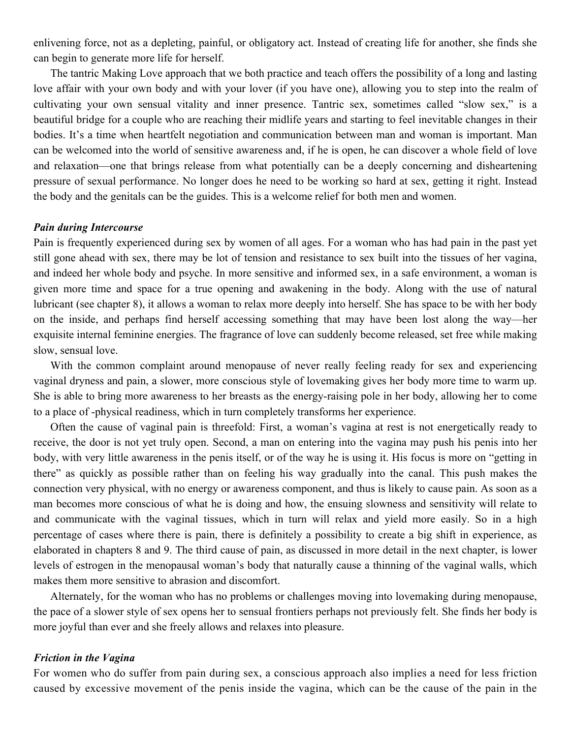enlivening force, not as a depleting, painful, or obligatory act. Instead of creating life for another, she finds she can begin to generate more life for herself.

The tantric Making Love approach that we both practice and teach offers the possibility of a long and lasting love affair with your own body and with your lover (if you have one), allowing you to step into the realm of cultivating your own sensual vitality and inner presence. Tantric sex, sometimes called "slow sex," is a beautiful bridge for a couple who are reaching their midlife years and starting to feel inevitable changes in their bodies. It's a time when heartfelt negotiation and communication between man and woman is important. Man can be welcomed into the world of sensitive awareness and, if he is open, he can discover a whole field of love and relaxation—one that brings release from what potentially can be a deeply concerning and disheartening pressure of sexual performance. No longer does he need to be working so hard at sex, getting it right. Instead the body and the genitals can be the guides. This is a welcome relief for both men and women.

### *Pain during Intercourse*

Pain is frequently experienced during sex by women of all ages. For a woman who has had pain in the past yet still gone ahead with sex, there may be lot of tension and resistance to sex built into the tissues of her vagina, and indeed her whole body and psyche. In more sensitive and informed sex, in a safe environment, a woman is given more time and space for a true opening and awakening in the body. Along with the use of natural lubricant (see chapter 8), it allows a woman to relax more deeply into herself. She has space to be with her body on the inside, and perhaps find herself accessing something that may have been lost along the way—her exquisite internal feminine energies. The fragrance of love can suddenly become released, set free while making slow, sensual love.

With the common complaint around menopause of never really feeling ready for sex and experiencing vaginal dryness and pain, a slower, more conscious style of lovemaking gives her body more time to warm up. She is able to bring more awareness to her breasts as the energy-raising pole in her body, allowing her to come to a place of -physical readiness, which in turn completely transforms her experience.

Often the cause of vaginal pain is threefold: First, a woman's vagina at rest is not energetically ready to receive, the door is not yet truly open. Second, a man on entering into the vagina may push his penis into her body, with very little awareness in the penis itself, or of the way he is using it. His focus is more on "getting in there" as quickly as possible rather than on feeling his way gradually into the canal. This push makes the connection very physical, with no energy or awareness component, and thus is likely to cause pain. As soon as a man becomes more conscious of what he is doing and how, the ensuing slowness and sensitivity will relate to and communicate with the vaginal tissues, which in turn will relax and yield more easily. So in a high percentage of cases where there is pain, there is definitely a possibility to create a big shift in experience, as elaborated in chapters 8 and 9. The third cause of pain, as discussed in more detail in the next chapter, is lower levels of estrogen in the menopausal woman's body that naturally cause a thinning of the vaginal walls, which makes them more sensitive to abrasion and discomfort.

Alternately, for the woman who has no problems or challenges moving into lovemaking during menopause, the pace of a slower style of sex opens her to sensual frontiers perhaps not previously felt. She finds her body is more joyful than ever and she freely allows and relaxes into pleasure.

### *Friction in the Vagina*

For women who do suffer from pain during sex, a conscious approach also implies a need for less friction caused by excessive movement of the penis inside the vagina, which can be the cause of the pain in the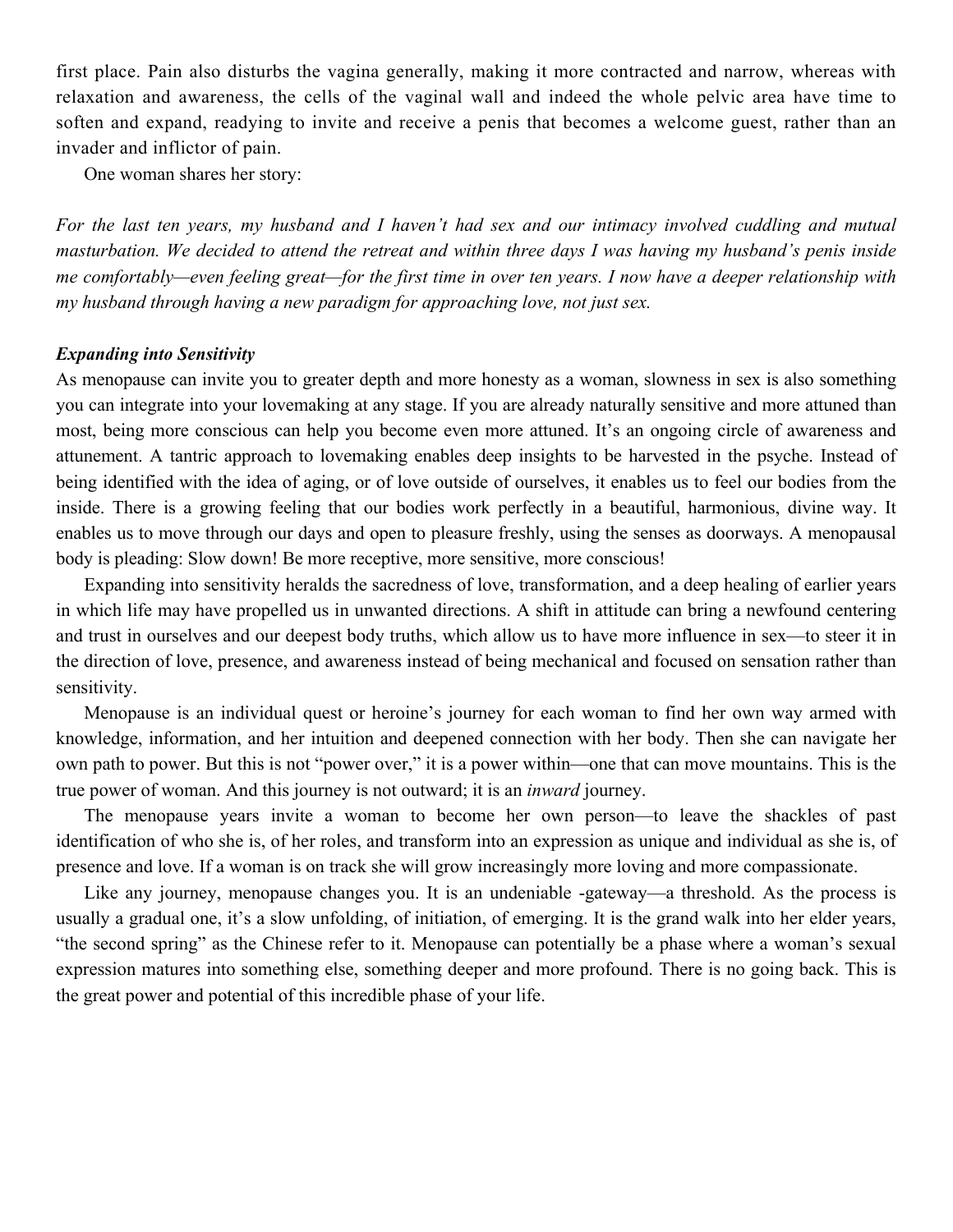first place. Pain also disturbs the vagina generally, making it more contracted and narrow, whereas with relaxation and awareness, the cells of the vaginal wall and indeed the whole pelvic area have time to soften and expand, readying to invite and receive a penis that becomes a welcome guest, rather than an invader and inflictor of pain.

One woman shares her story:

*For the last ten years, my husband and I haven't had sex and our intimacy involved cuddling and mutual masturbation. We decided to attend the retreat and within three days I was having my husband's penis inside me comfortably—even feeling great—for the first time in over ten years. I now have a deeper relationship with my husband through having a new paradigm for approaching love, not just sex.*

***Expanding into Sensitivity***

As menopause can invite you to greater depth and more honesty as a woman, slowness in sex is also something you can integrate into your lovemaking at any stage. If you are already naturally sensitive and more attuned than most, being more conscious can help you become even more attuned. It's an ongoing circle of awareness and attunement. A tantric approach to lovemaking enables deep insights to be harvested in the psyche. Instead of being identified with the idea of aging, or of love outside of ourselves, it enables us to feel our bodies from the inside. There is a growing feeling that our bodies work perfectly in a beautiful, harmonious, divine way. It enables us to move through our days and open to pleasure freshly, using the senses as doorways. A menopausal body is pleading: Slow down! Be more receptive, more sensitive, more conscious!

Expanding into sensitivity heralds the sacredness of love, transformation, and a deep healing of earlier years in which life may have propelled us in unwanted directions. A shift in attitude can bring a newfound centering and trust in ourselves and our deepest body truths, which allow us to have more influence in sex—to steer it in the direction of love, presence, and awareness instead of being mechanical and focused on sensation rather than sensitivity.

Menopause is an individual quest or heroine's journey for each woman to find her own way armed with knowledge, information, and her intuition and deepened connection with her body. Then she can navigate her own path to power. But this is not "power over," it is a power within—one that can move mountains. This is the true power of woman. And this journey is not outward; it is an *inward* journey.

The menopause years invite a woman to become her own person—to leave the shackles of past identification of who she is, of her roles, and transform into an expression as unique and individual as she is, of presence and love. If a woman is on track she will grow increasingly more loving and more compassionate.

Like any journey, menopause changes you. It is an undeniable -gateway—a threshold. As the process is usually a gradual one, it's a slow unfolding, of initiation, of emerging. It is the grand walk into her elder years, "the second spring" as the Chinese refer to it. Menopause can potentially be a phase where a woman's sexual expression matures into something else, something deeper and more profound. There is no going back. This is the great power and potential of this incredible phase of your life.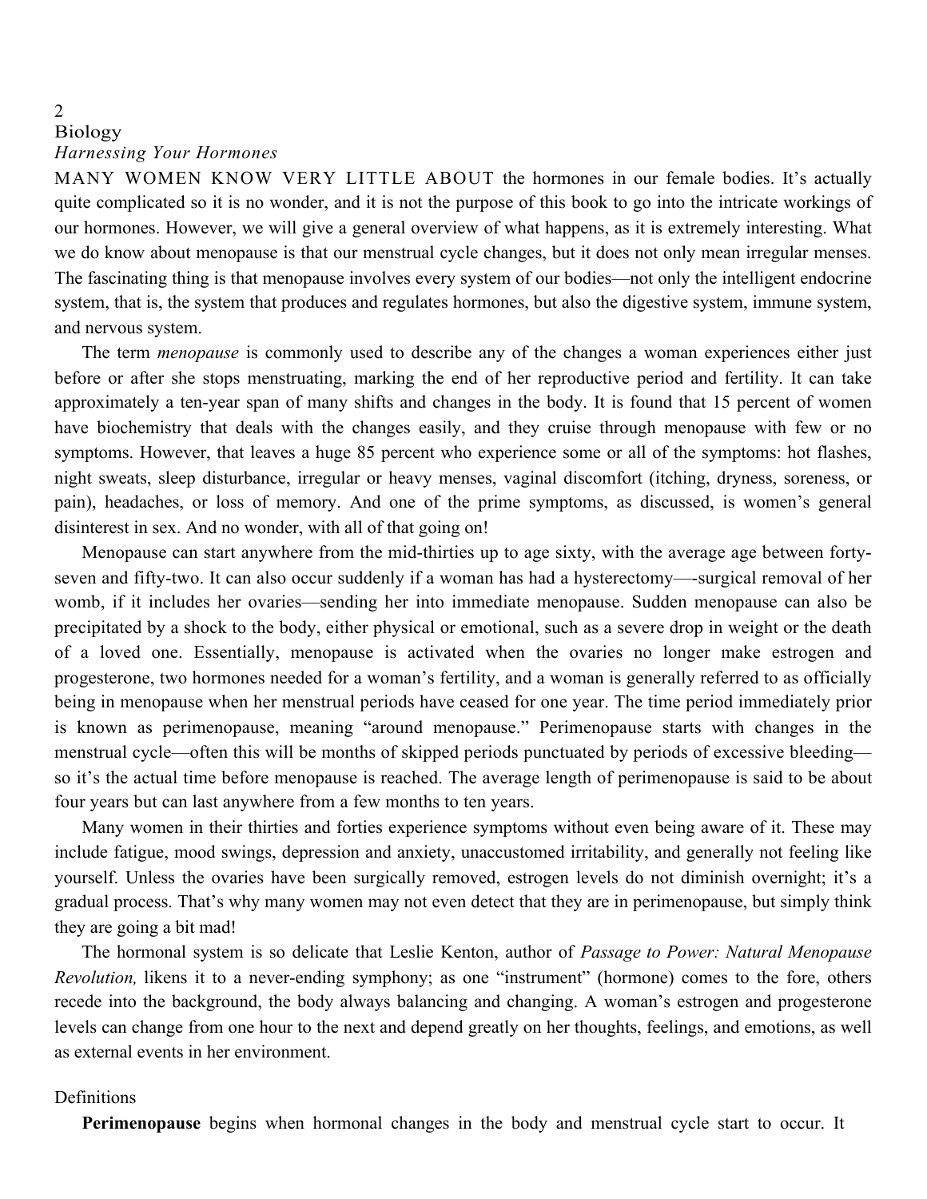# 2

# Biology

## *Harnessing Your Hormones*

MANY WOMEN KNOW VERY LITTLE ABOUT the hormones in our female bodies. It's actually quite complicated so it is no wonder, and it is not the purpose of this book to go into the intricate workings of our hormones. However, we will give a general overview of what happens, as it is extremely interesting. What we do know about menopause is that our menstrual cycle changes, but it does not only mean irregular menses. The fascinating thing is that menopause involves every system of our bodies—not only the intelligent endocrine system, that is, the system that produces and regulates hormones, but also the digestive system, immune system, and nervous system.

The term *menopause* is commonly used to describe any of the changes a woman experiences either just before or after she stops menstruating, marking the end of her reproductive period and fertility. It can take approximately a ten-year span of many shifts and changes in the body. It is found that 15 percent of women have biochemistry that deals with the changes easily, and they cruise through menopause with few or no symptoms. However, that leaves a huge 85 percent who experience some or all of the symptoms: hot flashes, night sweats, sleep disturbance, irregular or heavy menses, vaginal discomfort (itching, dryness, soreness, or pain), headaches, or loss of memory. And one of the prime symptoms, as discussed, is women's general disinterest in sex. And no wonder, with all of that going on!

Menopause can start anywhere from the mid-thirties up to age sixty, with the average age between forty-seven and fifty-two. It can also occur suddenly if a woman has had a hysterectomy—-surgical removal of her womb, if it includes her ovaries—sending her into immediate menopause. Sudden menopause can also be precipitated by a shock to the body, either physical or emotional, such as a severe drop in weight or the death of a loved one. Essentially, menopause is activated when the ovaries no longer make estrogen and progesterone, two hormones needed for a woman's fertility, and a woman is generally referred to as officially being in menopause when her menstrual periods have ceased for one year. The time period immediately prior is known as perimenopause, meaning "around menopause." Perimenopause starts with changes in the menstrual cycle—often this will be months of skipped periods punctuated by periods of excessive bleeding—so it's the actual time before menopause is reached. The average length of perimenopause is said to be about four years but can last anywhere from a few months to ten years.

Many women in their thirties and forties experience symptoms without even being aware of it. These may include fatigue, mood swings, depression and anxiety, unaccustomed irritability, and generally not feeling like yourself. Unless the ovaries have been surgically removed, estrogen levels do not diminish overnight; it's a gradual process. That's why many women may not even detect that they are in perimenopause, but simply think they are going a bit mad!

The hormonal system is so delicate that Leslie Kenton, author of *Passage to Power: Natural Menopause Revolution,* likens it to a never-ending symphony; as one "instrument" (hormone) comes to the fore, others recede into the background, the body always balancing and changing. A woman's estrogen and progesterone levels can change from one hour to the next and depend greatly on her thoughts, feelings, and emotions, as well as external events in her environment.

### Definitions

**Perimenopause** begins when hormonal changes in the body and menstrual cycle start to occur. It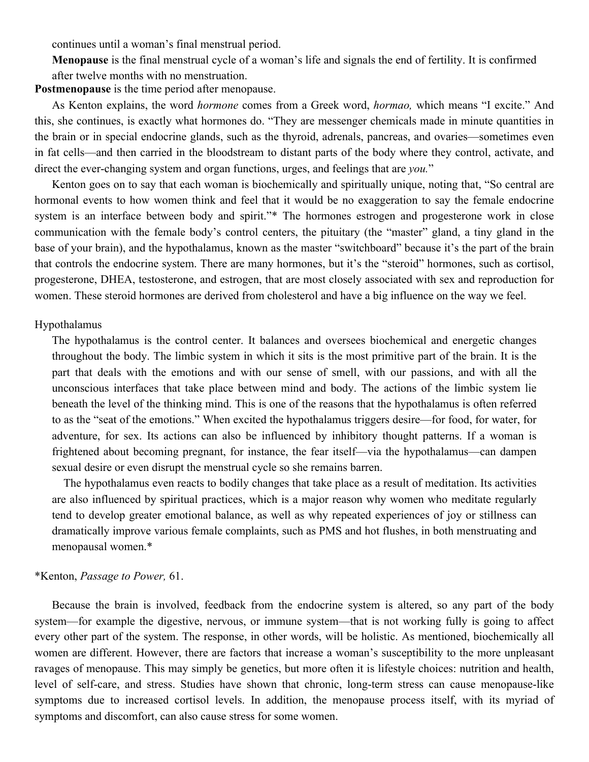continues until a woman's final menstrual period.

**Menopause** is the final menstrual cycle of a woman's life and signals the end of fertility. It is confirmed after twelve months with no menstruation.

**Postmenopause** is the time period after menopause.

As Kenton explains, the word *hormone* comes from a Greek word, *hormao,* which means "I excite." And this, she continues, is exactly what hormones do. "They are messenger chemicals made in minute quantities in the brain or in special endocrine glands, such as the thyroid, adrenals, pancreas, and ovaries—sometimes even in fat cells—and then carried in the bloodstream to distant parts of the body where they control, activate, and direct the ever-changing system and organ functions, urges, and feelings that are *you.*"

Kenton goes on to say that each woman is biochemically and spiritually unique, noting that, "So central are hormonal events to how women think and feel that it would be no exaggeration to say the female endocrine system is an interface between body and spirit."* The hormones estrogen and progesterone work in close communication with the female body's control centers, the pituitary (the "master" gland, a tiny gland in the base of your brain), and the hypothalamus, known as the master "switchboard" because it's the part of the brain that controls the endocrine system. There are many hormones, but it's the "steroid" hormones, such as cortisol, progesterone, DHEA, testosterone, and estrogen, that are most closely associated with sex and reproduction for women. These steroid hormones are derived from cholesterol and have a big influence on the way we feel.

Hypothalamus

> The hypothalamus is the control center. It balances and oversees biochemical and energetic changes throughout the body. The limbic system in which it sits is the most primitive part of the brain. It is the part that deals with the emotions and with our sense of smell, with our passions, and with all the unconscious interfaces that take place between mind and body. The actions of the limbic system lie beneath the level of the thinking mind. This is one of the reasons that the hypothalamus is often referred to as the "seat of the emotions." When excited the hypothalamus triggers desire—for food, for water, for adventure, for sex. Its actions can also be influenced by inhibitory thought patterns. If a woman is frightened about becoming pregnant, for instance, the fear itself—via the hypothalamus—can dampen sexual desire or even disrupt the menstrual cycle so she remains barren.
>
> The hypothalamus even reacts to bodily changes that take place as a result of meditation. Its activities are also influenced by spiritual practices, which is a major reason why women who meditate regularly tend to develop greater emotional balance, as well as why repeated experiences of joy or stillness can dramatically improve various female complaints, such as PMS and hot flushes, in both menstruating and menopausal women.*

*Kenton, *Passage to Power,* 61.

Because the brain is involved, feedback from the endocrine system is altered, so any part of the body system—for example the digestive, nervous, or immune system—that is not working fully is going to affect every other part of the system. The response, in other words, will be holistic. As mentioned, biochemically all women are different. However, there are factors that increase a woman's susceptibility to the more unpleasant ravages of menopause. This may simply be genetics, but more often it is lifestyle choices: nutrition and health, level of self-care, and stress. Studies have shown that chronic, long-term stress can cause menopause-like symptoms due to increased cortisol levels. In addition, the menopause process itself, with its myriad of symptoms and discomfort, can also cause stress for some women.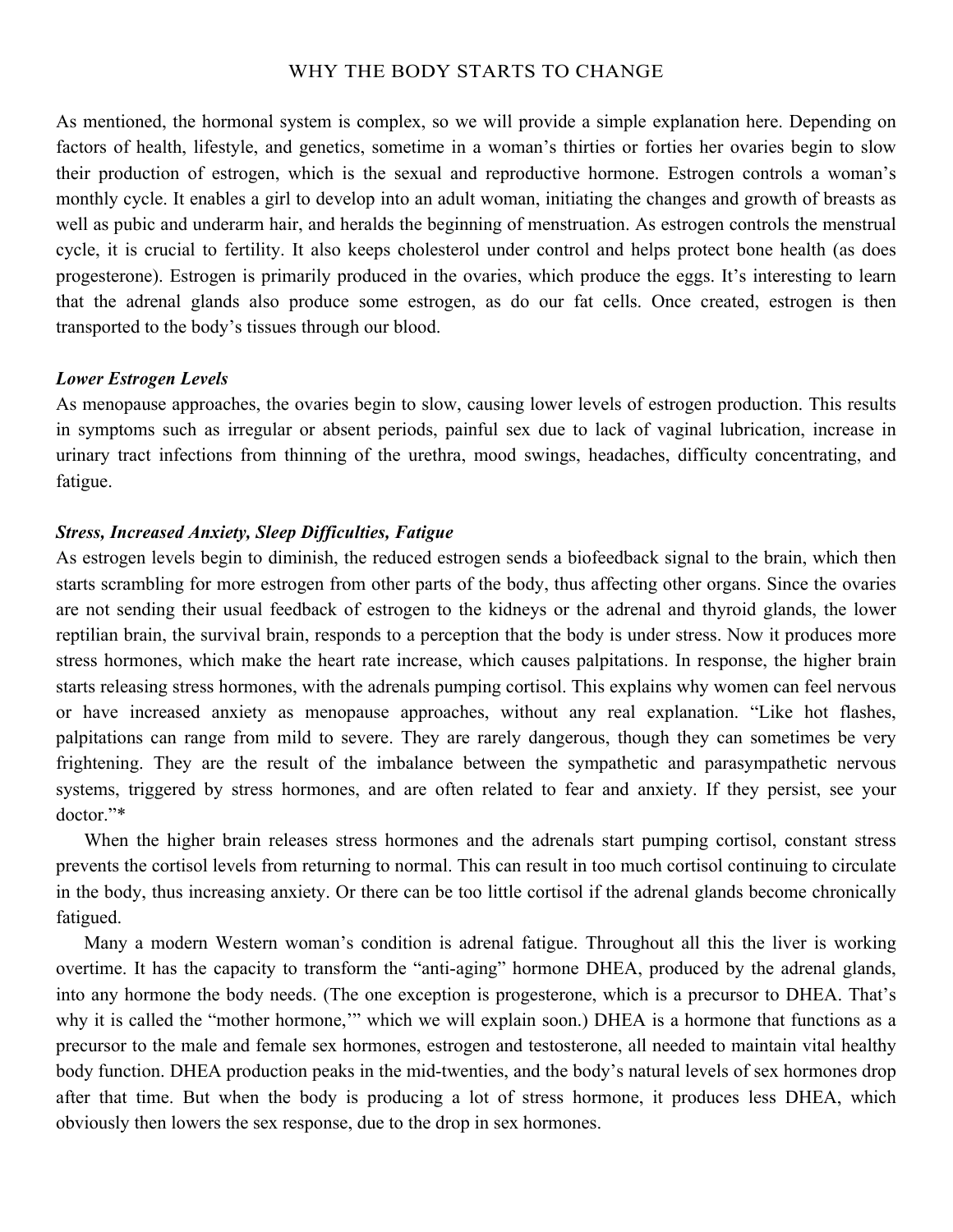## WHY THE BODY STARTS TO CHANGE

As mentioned, the hormonal system is complex, so we will provide a simple explanation here. Depending on factors of health, lifestyle, and genetics, sometime in a woman's thirties or forties her ovaries begin to slow their production of estrogen, which is the sexual and reproductive hormone. Estrogen controls a woman's monthly cycle. It enables a girl to develop into an adult woman, initiating the changes and growth of breasts as well as pubic and underarm hair, and heralds the beginning of menstruation. As estrogen controls the menstrual cycle, it is crucial to fertility. It also keeps cholesterol under control and helps protect bone health (as does progesterone). Estrogen is primarily produced in the ovaries, which produce the eggs. It's interesting to learn that the adrenal glands also produce some estrogen, as do our fat cells. Once created, estrogen is then transported to the body's tissues through our blood.

### *Lower Estrogen Levels*

As menopause approaches, the ovaries begin to slow, causing lower levels of estrogen production. This results in symptoms such as irregular or absent periods, painful sex due to lack of vaginal lubrication, increase in urinary tract infections from thinning of the urethra, mood swings, headaches, difficulty concentrating, and fatigue.

### *Stress, Increased Anxiety, Sleep Difficulties, Fatigue*

As estrogen levels begin to diminish, the reduced estrogen sends a biofeedback signal to the brain, which then starts scrambling for more estrogen from other parts of the body, thus affecting other organs. Since the ovaries are not sending their usual feedback of estrogen to the kidneys or the adrenal and thyroid glands, the lower reptilian brain, the survival brain, responds to a perception that the body is under stress. Now it produces more stress hormones, which make the heart rate increase, which causes palpitations. In response, the higher brain starts releasing stress hormones, with the adrenals pumping cortisol. This explains why women can feel nervous or have increased anxiety as menopause approaches, without any real explanation. "Like hot flashes, palpitations can range from mild to severe. They are rarely dangerous, though they can sometimes be very frightening. They are the result of the imbalance between the sympathetic and parasympathetic nervous systems, triggered by stress hormones, and are often related to fear and anxiety. If they persist, see your doctor."*

When the higher brain releases stress hormones and the adrenals start pumping cortisol, constant stress prevents the cortisol levels from returning to normal. This can result in too much cortisol continuing to circulate in the body, thus increasing anxiety. Or there can be too little cortisol if the adrenal glands become chronically fatigued.

Many a modern Western woman's condition is adrenal fatigue. Throughout all this the liver is working overtime. It has the capacity to transform the "anti-aging" hormone DHEA, produced by the adrenal glands, into any hormone the body needs. (The one exception is progesterone, which is a precursor to DHEA. That's why it is called the "mother hormone,'" which we will explain soon.) DHEA is a hormone that functions as a precursor to the male and female sex hormones, estrogen and testosterone, all needed to maintain vital healthy body function. DHEA production peaks in the mid-twenties, and the body's natural levels of sex hormones drop after that time. But when the body is producing a lot of stress hormone, it produces less DHEA, which obviously then lowers the sex response, due to the drop in sex hormones.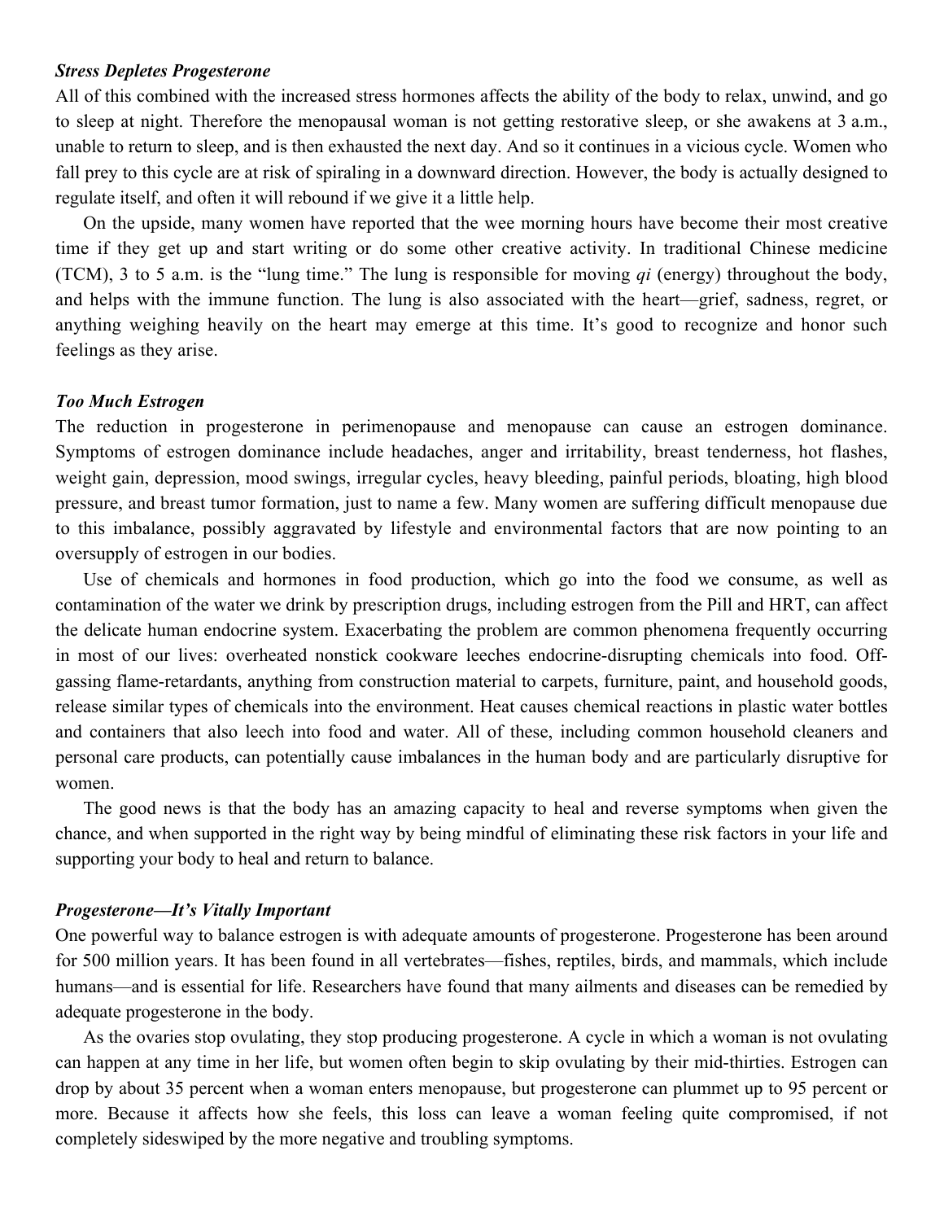### *Stress Depletes Progesterone*

All of this combined with the increased stress hormones affects the ability of the body to relax, unwind, and go to sleep at night. Therefore the menopausal woman is not getting restorative sleep, or she awakens at 3 a.m., unable to return to sleep, and is then exhausted the next day. And so it continues in a vicious cycle. Women who fall prey to this cycle are at risk of spiraling in a downward direction. However, the body is actually designed to regulate itself, and often it will rebound if we give it a little help.

On the upside, many women have reported that the wee morning hours have become their most creative time if they get up and start writing or do some other creative activity. In traditional Chinese medicine (TCM), 3 to 5 a.m. is the "lung time." The lung is responsible for moving *qi* (energy) throughout the body, and helps with the immune function. The lung is also associated with the heart—grief, sadness, regret, or anything weighing heavily on the heart may emerge at this time. It's good to recognize and honor such feelings as they arise.

### *Too Much Estrogen*

The reduction in progesterone in perimenopause and menopause can cause an estrogen dominance. Symptoms of estrogen dominance include headaches, anger and irritability, breast tenderness, hot flashes, weight gain, depression, mood swings, irregular cycles, heavy bleeding, painful periods, bloating, high blood pressure, and breast tumor formation, just to name a few. Many women are suffering difficult menopause due to this imbalance, possibly aggravated by lifestyle and environmental factors that are now pointing to an oversupply of estrogen in our bodies.

Use of chemicals and hormones in food production, which go into the food we consume, as well as contamination of the water we drink by prescription drugs, including estrogen from the Pill and HRT, can affect the delicate human endocrine system. Exacerbating the problem are common phenomena frequently occurring in most of our lives: overheated nonstick cookware leeches endocrine-disrupting chemicals into food. Off-gassing flame-retardants, anything from construction material to carpets, furniture, paint, and household goods, release similar types of chemicals into the environment. Heat causes chemical reactions in plastic water bottles and containers that also leech into food and water. All of these, including common household cleaners and personal care products, can potentially cause imbalances in the human body and are particularly disruptive for women.

The good news is that the body has an amazing capacity to heal and reverse symptoms when given the chance, and when supported in the right way by being mindful of eliminating these risk factors in your life and supporting your body to heal and return to balance.

### *Progesterone—It's Vitally Important*

One powerful way to balance estrogen is with adequate amounts of progesterone. Progesterone has been around for 500 million years. It has been found in all vertebrates—fishes, reptiles, birds, and mammals, which include humans—and is essential for life. Researchers have found that many ailments and diseases can be remedied by adequate progesterone in the body.

As the ovaries stop ovulating, they stop producing progesterone. A cycle in which a woman is not ovulating can happen at any time in her life, but women often begin to skip ovulating by their mid-thirties. Estrogen can drop by about 35 percent when a woman enters menopause, but progesterone can plummet up to 95 percent or more. Because it affects how she feels, this loss can leave a woman feeling quite compromised, if not completely sideswiped by the more negative and troubling symptoms.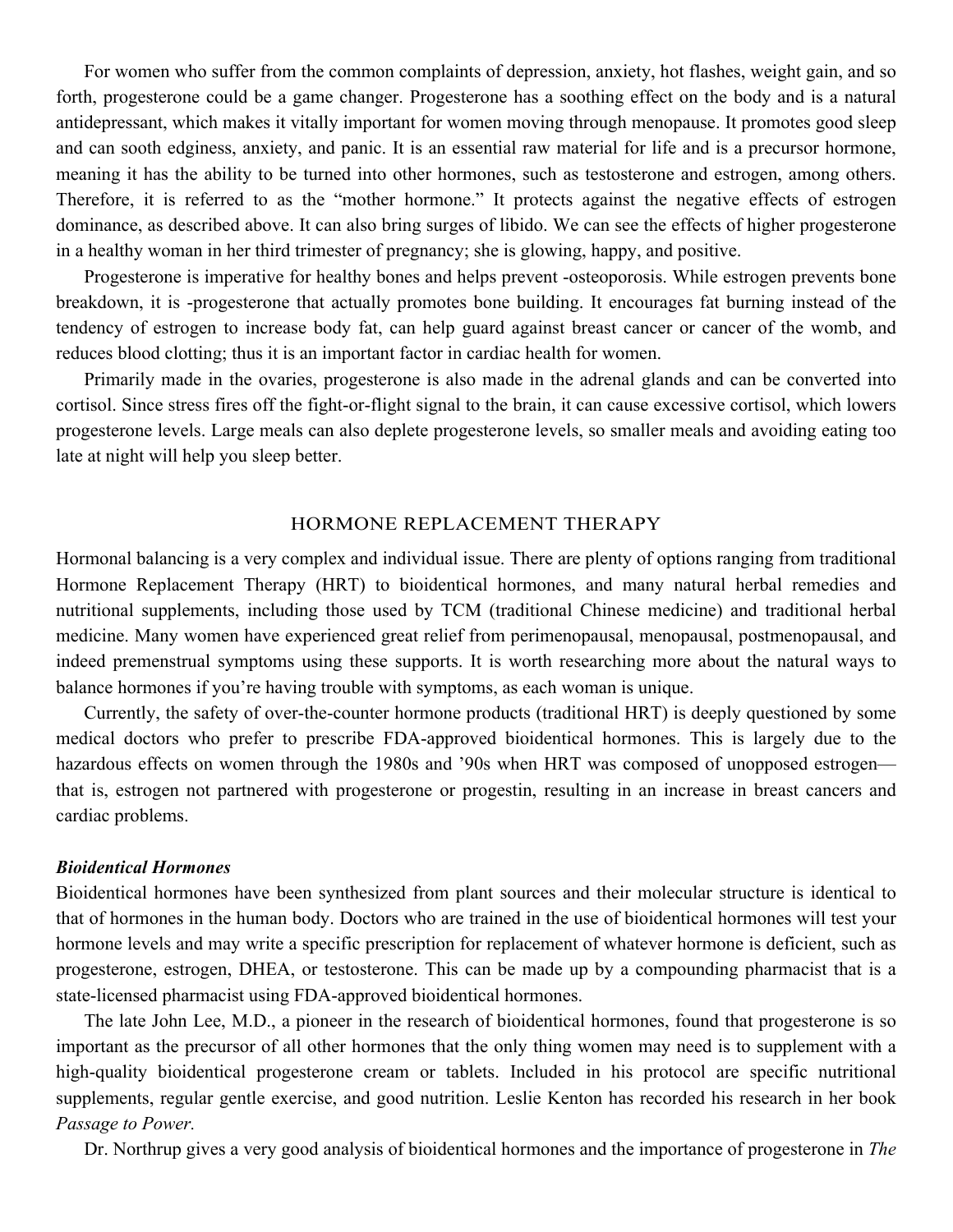For women who suffer from the common complaints of depression, anxiety, hot flashes, weight gain, and so forth, progesterone could be a game changer. Progesterone has a soothing effect on the body and is a natural antidepressant, which makes it vitally important for women moving through menopause. It promotes good sleep and can sooth edginess, anxiety, and panic. It is an essential raw material for life and is a precursor hormone, meaning it has the ability to be turned into other hormones, such as testosterone and estrogen, among others. Therefore, it is referred to as the "mother hormone." It protects against the negative effects of estrogen dominance, as described above. It can also bring surges of libido. We can see the effects of higher progesterone in a healthy woman in her third trimester of pregnancy; she is glowing, happy, and positive.

Progesterone is imperative for healthy bones and helps prevent -osteoporosis. While estrogen prevents bone breakdown, it is -progesterone that actually promotes bone building. It encourages fat burning instead of the tendency of estrogen to increase body fat, can help guard against breast cancer or cancer of the womb, and reduces blood clotting; thus it is an important factor in cardiac health for women.

Primarily made in the ovaries, progesterone is also made in the adrenal glands and can be converted into cortisol. Since stress fires off the fight-or-flight signal to the brain, it can cause excessive cortisol, which lowers progesterone levels. Large meals can also deplete progesterone levels, so smaller meals and avoiding eating too late at night will help you sleep better.

## HORMONE REPLACEMENT THERAPY

Hormonal balancing is a very complex and individual issue. There are plenty of options ranging from traditional Hormone Replacement Therapy (HRT) to bioidentical hormones, and many natural herbal remedies and nutritional supplements, including those used by TCM (traditional Chinese medicine) and traditional herbal medicine. Many women have experienced great relief from perimenopausal, menopausal, postmenopausal, and indeed premenstrual symptoms using these supports. It is worth researching more about the natural ways to balance hormones if you're having trouble with symptoms, as each woman is unique.

Currently, the safety of over-the-counter hormone products (traditional HRT) is deeply questioned by some medical doctors who prefer to prescribe FDA-approved bioidentical hormones. This is largely due to the hazardous effects on women through the 1980s and '90s when HRT was composed of unopposed estrogen—that is, estrogen not partnered with progesterone or progestin, resulting in an increase in breast cancers and cardiac problems.

### *Bioidentical Hormones*

Bioidentical hormones have been synthesized from plant sources and their molecular structure is identical to that of hormones in the human body. Doctors who are trained in the use of bioidentical hormones will test your hormone levels and may write a specific prescription for replacement of whatever hormone is deficient, such as progesterone, estrogen, DHEA, or testosterone. This can be made up by a compounding pharmacist that is a state-licensed pharmacist using FDA-approved bioidentical hormones.

The late John Lee, M.D., a pioneer in the research of bioidentical hormones, found that progesterone is so important as the precursor of all other hormones that the only thing women may need is to supplement with a high-quality bioidentical progesterone cream or tablets. Included in his protocol are specific nutritional supplements, regular gentle exercise, and good nutrition. Leslie Kenton has recorded his research in her book *Passage to Power.*

Dr. Northrup gives a very good analysis of bioidentical hormones and the importance of progesterone in *The*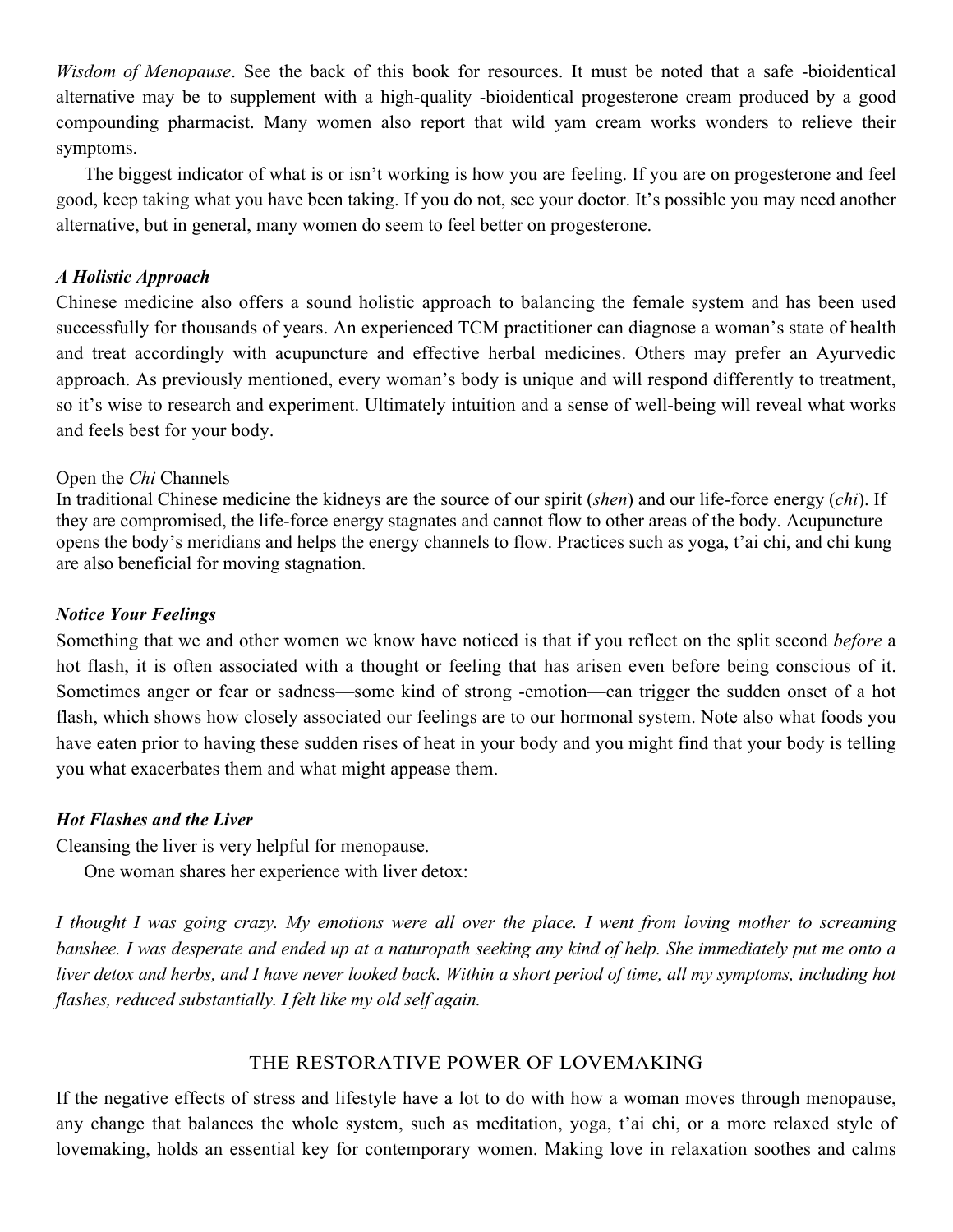*Wisdom of Menopause*. See the back of this book for resources. It must be noted that a safe -bioidentical alternative may be to supplement with a high-quality -bioidentical progesterone cream produced by a good compounding pharmacist. Many women also report that wild yam cream works wonders to relieve their symptoms.

The biggest indicator of what is or isn't working is how you are feeling. If you are on progesterone and feel good, keep taking what you have been taking. If you do not, see your doctor. It's possible you may need another alternative, but in general, many women do seem to feel better on progesterone.

***A Holistic Approach***

Chinese medicine also offers a sound holistic approach to balancing the female system and has been used successfully for thousands of years. An experienced TCM practitioner can diagnose a woman's state of health and treat accordingly with acupuncture and effective herbal medicines. Others may prefer an Ayurvedic approach. As previously mentioned, every woman's body is unique and will respond differently to treatment, so it's wise to research and experiment. Ultimately intuition and a sense of well-being will reveal what works and feels best for your body.

Open the *Chi* Channels

In traditional Chinese medicine the kidneys are the source of our spirit (*shen*) and our life-force energy (*chi*). If they are compromised, the life-force energy stagnates and cannot flow to other areas of the body. Acupuncture opens the body's meridians and helps the energy channels to flow. Practices such as yoga, t'ai chi, and chi kung are also beneficial for moving stagnation.

***Notice Your Feelings***

Something that we and other women we know have noticed is that if you reflect on the split second *before* a hot flash, it is often associated with a thought or feeling that has arisen even before being conscious of it. Sometimes anger or fear or sadness—some kind of strong -emotion—can trigger the sudden onset of a hot flash, which shows how closely associated our feelings are to our hormonal system. Note also what foods you have eaten prior to having these sudden rises of heat in your body and you might find that your body is telling you what exacerbates them and what might appease them.

***Hot Flashes and the Liver***

Cleansing the liver is very helpful for menopause.

One woman shares her experience with liver detox:

*I thought I was going crazy. My emotions were all over the place. I went from loving mother to screaming banshee. I was desperate and ended up at a naturopath seeking any kind of help. She immediately put me onto a liver detox and herbs, and I have never looked back. Within a short period of time, all my symptoms, including hot flashes, reduced substantially. I felt like my old self again.*

## THE RESTORATIVE POWER OF LOVEMAKING

If the negative effects of stress and lifestyle have a lot to do with how a woman moves through menopause, any change that balances the whole system, such as meditation, yoga, t'ai chi, or a more relaxed style of lovemaking, holds an essential key for contemporary women. Making love in relaxation soothes and calms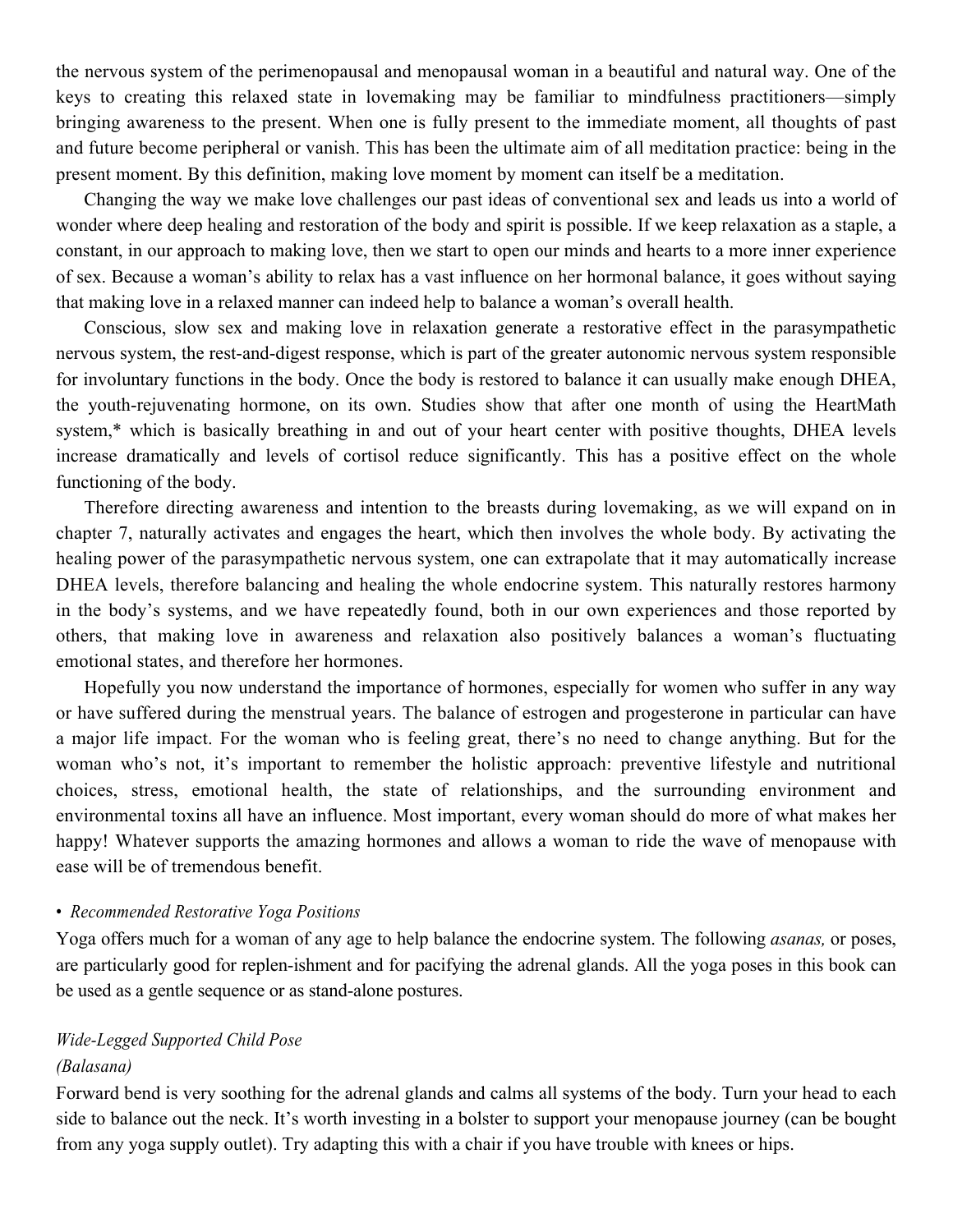the nervous system of the perimenopausal and menopausal woman in a beautiful and natural way. One of the keys to creating this relaxed state in lovemaking may be familiar to mindfulness practitioners—simply bringing awareness to the present. When one is fully present to the immediate moment, all thoughts of past and future become peripheral or vanish. This has been the ultimate aim of all meditation practice: being in the present moment. By this definition, making love moment by moment can itself be a meditation.

Changing the way we make love challenges our past ideas of conventional sex and leads us into a world of wonder where deep healing and restoration of the body and spirit is possible. If we keep relaxation as a staple, a constant, in our approach to making love, then we start to open our minds and hearts to a more inner experience of sex. Because a woman's ability to relax has a vast influence on her hormonal balance, it goes without saying that making love in a relaxed manner can indeed help to balance a woman's overall health.

Conscious, slow sex and making love in relaxation generate a restorative effect in the parasympathetic nervous system, the rest-and-digest response, which is part of the greater autonomic nervous system responsible for involuntary functions in the body. Once the body is restored to balance it can usually make enough DHEA, the youth-rejuvenating hormone, on its own. Studies show that after one month of using the HeartMath system,* which is basically breathing in and out of your heart center with positive thoughts, DHEA levels increase dramatically and levels of cortisol reduce significantly. This has a positive effect on the whole functioning of the body.

Therefore directing awareness and intention to the breasts during lovemaking, as we will expand on in chapter 7, naturally activates and engages the heart, which then involves the whole body. By activating the healing power of the parasympathetic nervous system, one can extrapolate that it may automatically increase DHEA levels, therefore balancing and healing the whole endocrine system. This naturally restores harmony in the body's systems, and we have repeatedly found, both in our own experiences and those reported by others, that making love in awareness and relaxation also positively balances a woman's fluctuating emotional states, and therefore her hormones.

Hopefully you now understand the importance of hormones, especially for women who suffer in any way or have suffered during the menstrual years. The balance of estrogen and progesterone in particular can have a major life impact. For the woman who is feeling great, there's no need to change anything. But for the woman who's not, it's important to remember the holistic approach: preventive lifestyle and nutritional choices, stress, emotional health, the state of relationships, and the surrounding environment and environmental toxins all have an influence. Most important, every woman should do more of what makes her happy! Whatever supports the amazing hormones and allows a woman to ride the wave of menopause with ease will be of tremendous benefit.

- *Recommended Restorative Yoga Positions*

Yoga offers much for a woman of any age to help balance the endocrine system. The following *asanas,* or poses, are particularly good for replen-ishment and for pacifying the adrenal glands. All the yoga poses in this book can be used as a gentle sequence or as stand-alone postures.

*Wide-Legged Supported Child Pose*
*(Balasana)*

Forward bend is very soothing for the adrenal glands and calms all systems of the body. Turn your head to each side to balance out the neck. It's worth investing in a bolster to support your menopause journey (can be bought from any yoga supply outlet). Try adapting this with a chair if you have trouble with knees or hips.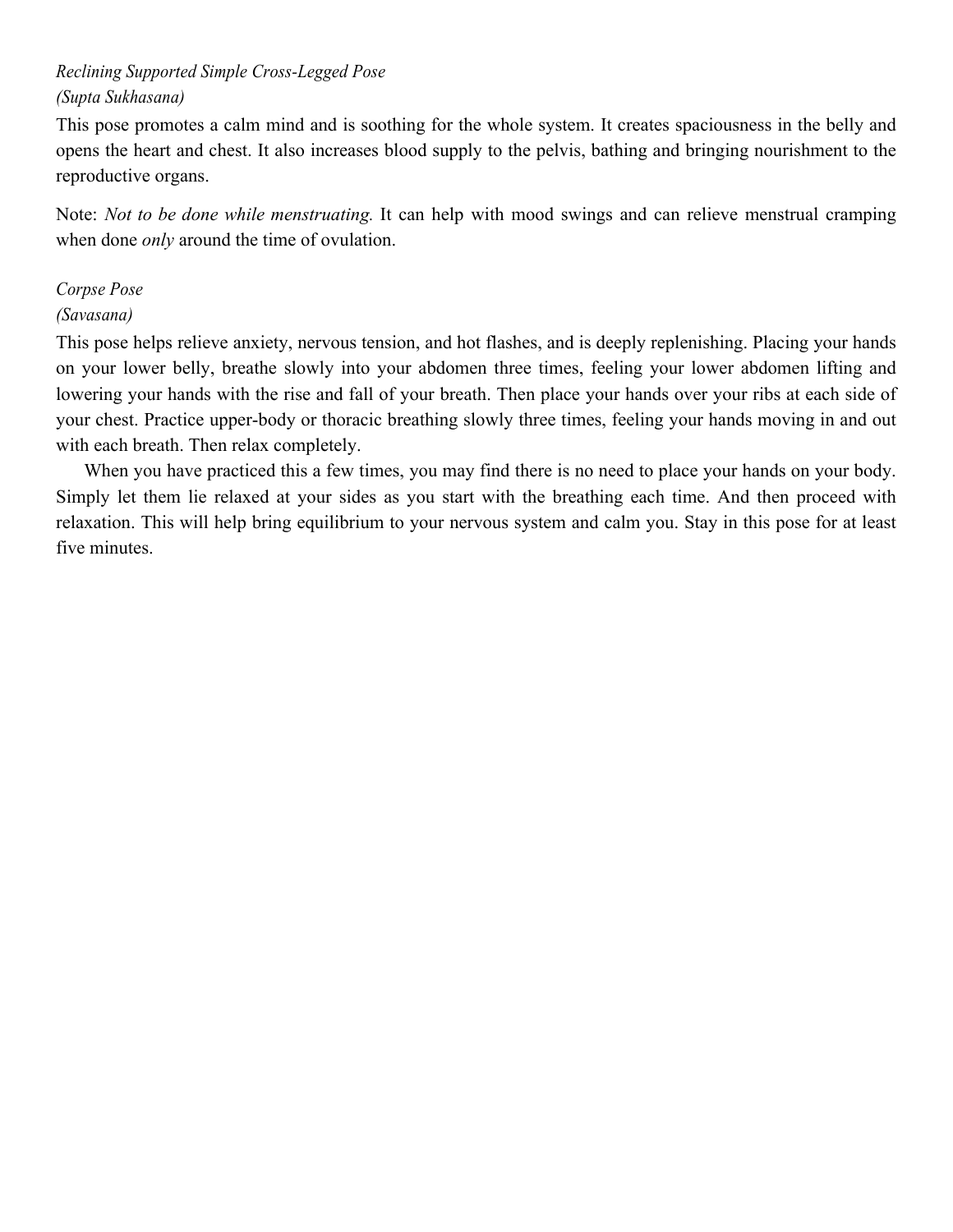*Reclining Supported Simple Cross-Legged Pose*
*(Supta Sukhasana)*

This pose promotes a calm mind and is soothing for the whole system. It creates spaciousness in the belly and opens the heart and chest. It also increases blood supply to the pelvis, bathing and bringing nourishment to the reproductive organs.

Note: *Not to be done while menstruating.* It can help with mood swings and can relieve menstrual cramping when done *only* around the time of ovulation.

*Corpse Pose*
*(Savasana)*

This pose helps relieve anxiety, nervous tension, and hot flashes, and is deeply replenishing. Placing your hands on your lower belly, breathe slowly into your abdomen three times, feeling your lower abdomen lifting and lowering your hands with the rise and fall of your breath. Then place your hands over your ribs at each side of your chest. Practice upper-body or thoracic breathing slowly three times, feeling your hands moving in and out with each breath. Then relax completely.

When you have practiced this a few times, you may find there is no need to place your hands on your body. Simply let them lie relaxed at your sides as you start with the breathing each time. And then proceed with relaxation. This will help bring equilibrium to your nervous system and calm you. Stay in this pose for at least five minutes.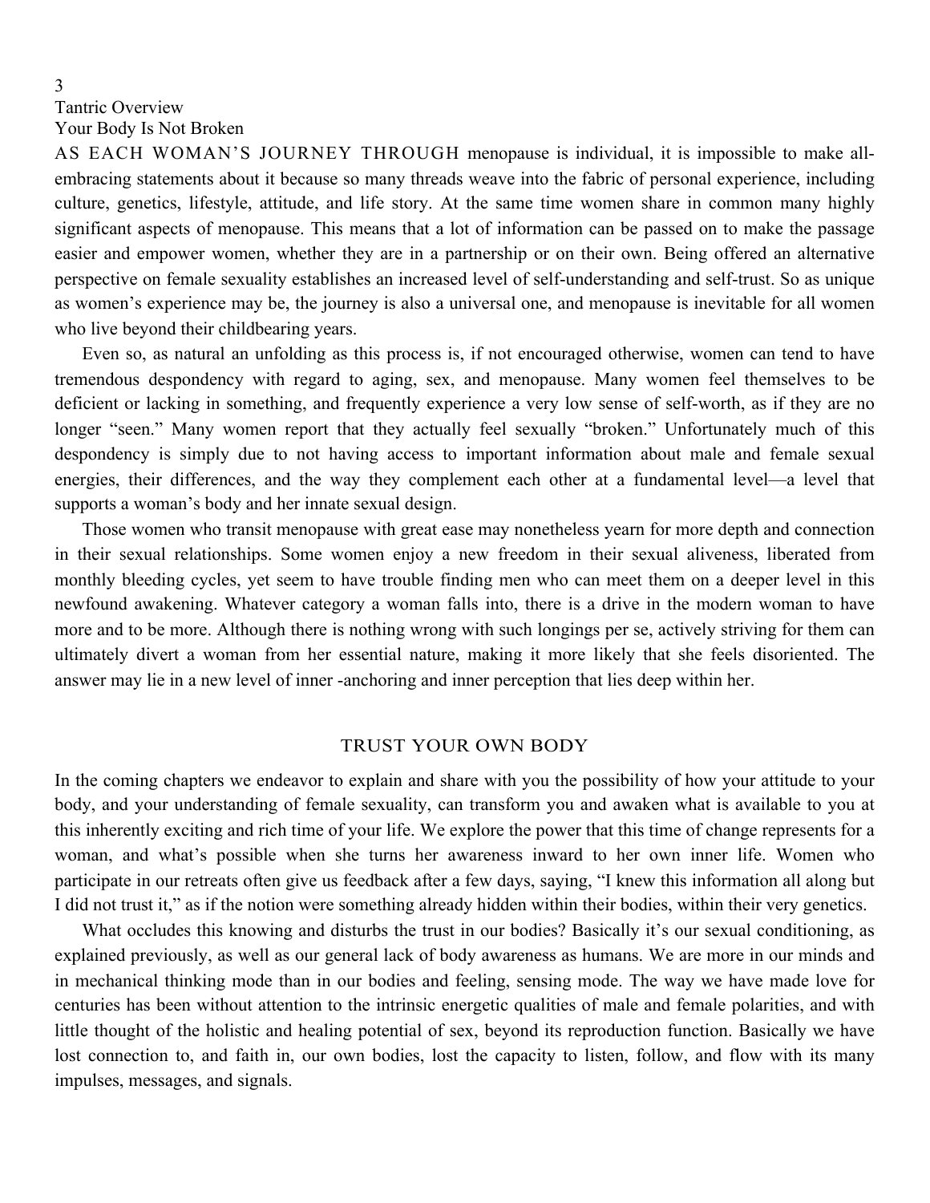# 3

# Tantric Overview

## Your Body Is Not Broken

AS EACH WOMAN'S JOURNEY THROUGH menopause is individual, it is impossible to make all-embracing statements about it because so many threads weave into the fabric of personal experience, including culture, genetics, lifestyle, attitude, and life story. At the same time women share in common many highly significant aspects of menopause. This means that a lot of information can be passed on to make the passage easier and empower women, whether they are in a partnership or on their own. Being offered an alternative perspective on female sexuality establishes an increased level of self-understanding and self-trust. So as unique as women's experience may be, the journey is also a universal one, and menopause is inevitable for all women who live beyond their childbearing years.

Even so, as natural an unfolding as this process is, if not encouraged otherwise, women can tend to have tremendous despondency with regard to aging, sex, and menopause. Many women feel themselves to be deficient or lacking in something, and frequently experience a very low sense of self-worth, as if they are no longer "seen." Many women report that they actually feel sexually "broken." Unfortunately much of this despondency is simply due to not having access to important information about male and female sexual energies, their differences, and the way they complement each other at a fundamental level—a level that supports a woman's body and her innate sexual design.

Those women who transit menopause with great ease may nonetheless yearn for more depth and connection in their sexual relationships. Some women enjoy a new freedom in their sexual aliveness, liberated from monthly bleeding cycles, yet seem to have trouble finding men who can meet them on a deeper level in this newfound awakening. Whatever category a woman falls into, there is a drive in the modern woman to have more and to be more. Although there is nothing wrong with such longings per se, actively striving for them can ultimately divert a woman from her essential nature, making it more likely that she feels disoriented. The answer may lie in a new level of inner -anchoring and inner perception that lies deep within her.

### TRUST YOUR OWN BODY

In the coming chapters we endeavor to explain and share with you the possibility of how your attitude to your body, and your understanding of female sexuality, can transform you and awaken what is available to you at this inherently exciting and rich time of your life. We explore the power that this time of change represents for a woman, and what's possible when she turns her awareness inward to her own inner life. Women who participate in our retreats often give us feedback after a few days, saying, "I knew this information all along but I did not trust it," as if the notion were something already hidden within their bodies, within their very genetics.

What occludes this knowing and disturbs the trust in our bodies? Basically it's our sexual conditioning, as explained previously, as well as our general lack of body awareness as humans. We are more in our minds and in mechanical thinking mode than in our bodies and feeling, sensing mode. The way we have made love for centuries has been without attention to the intrinsic energetic qualities of male and female polarities, and with little thought of the holistic and healing potential of sex, beyond its reproduction function. Basically we have lost connection to, and faith in, our own bodies, lost the capacity to listen, follow, and flow with its many impulses, messages, and signals.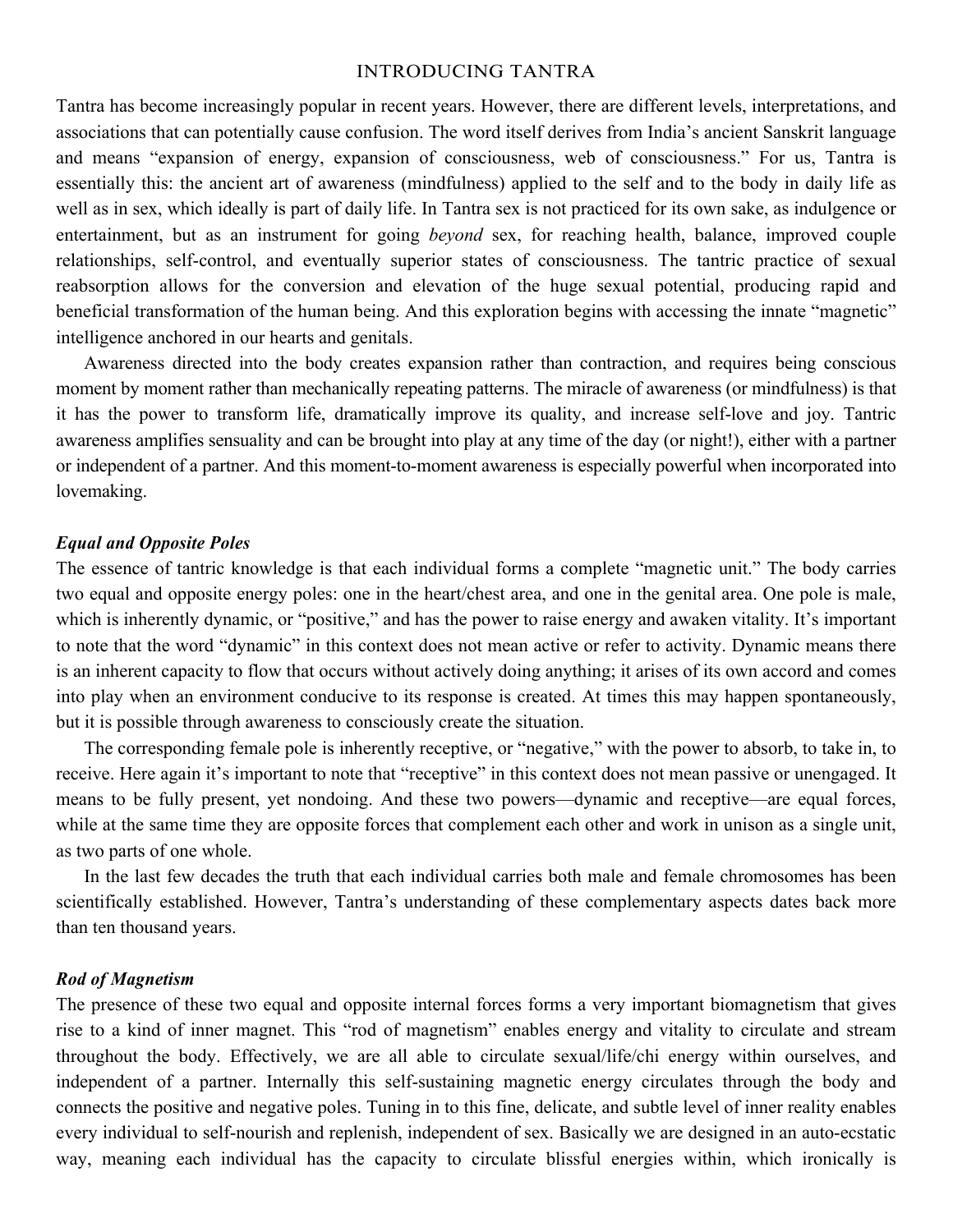# INTRODUCING TANTRA

Tantra has become increasingly popular in recent years. However, there are different levels, interpretations, and associations that can potentially cause confusion. The word itself derives from India's ancient Sanskrit language and means "expansion of energy, expansion of consciousness, web of consciousness." For us, Tantra is essentially this: the ancient art of awareness (mindfulness) applied to the self and to the body in daily life as well as in sex, which ideally is part of daily life. In Tantra sex is not practiced for its own sake, as indulgence or entertainment, but as an instrument for going *beyond* sex, for reaching health, balance, improved couple relationships, self-control, and eventually superior states of consciousness. The tantric practice of sexual reabsorption allows for the conversion and elevation of the huge sexual potential, producing rapid and beneficial transformation of the human being. And this exploration begins with accessing the innate "magnetic" intelligence anchored in our hearts and genitals.

Awareness directed into the body creates expansion rather than contraction, and requires being conscious moment by moment rather than mechanically repeating patterns. The miracle of awareness (or mindfulness) is that it has the power to transform life, dramatically improve its quality, and increase self-love and joy. Tantric awareness amplifies sensuality and can be brought into play at any time of the day (or night!), either with a partner or independent of a partner. And this moment-to-moment awareness is especially powerful when incorporated into lovemaking.

### *Equal and Opposite Poles*

The essence of tantric knowledge is that each individual forms a complete "magnetic unit." The body carries two equal and opposite energy poles: one in the heart/chest area, and one in the genital area. One pole is male, which is inherently dynamic, or "positive," and has the power to raise energy and awaken vitality. It's important to note that the word "dynamic" in this context does not mean active or refer to activity. Dynamic means there is an inherent capacity to flow that occurs without actively doing anything; it arises of its own accord and comes into play when an environment conducive to its response is created. At times this may happen spontaneously, but it is possible through awareness to consciously create the situation.

The corresponding female pole is inherently receptive, or "negative," with the power to absorb, to take in, to receive. Here again it's important to note that "receptive" in this context does not mean passive or unengaged. It means to be fully present, yet nondoing. And these two powers—dynamic and receptive—are equal forces, while at the same time they are opposite forces that complement each other and work in unison as a single unit, as two parts of one whole.

In the last few decades the truth that each individual carries both male and female chromosomes has been scientifically established. However, Tantra's understanding of these complementary aspects dates back more than ten thousand years.

### *Rod of Magnetism*

The presence of these two equal and opposite internal forces forms a very important biomagnetism that gives rise to a kind of inner magnet. This "rod of magnetism" enables energy and vitality to circulate and stream throughout the body. Effectively, we are all able to circulate sexual/life/chi energy within ourselves, and independent of a partner. Internally this self-sustaining magnetic energy circulates through the body and connects the positive and negative poles. Tuning in to this fine, delicate, and subtle level of inner reality enables every individual to self-nourish and replenish, independent of sex. Basically we are designed in an auto-ecstatic way, meaning each individual has the capacity to circulate blissful energies within, which ironically is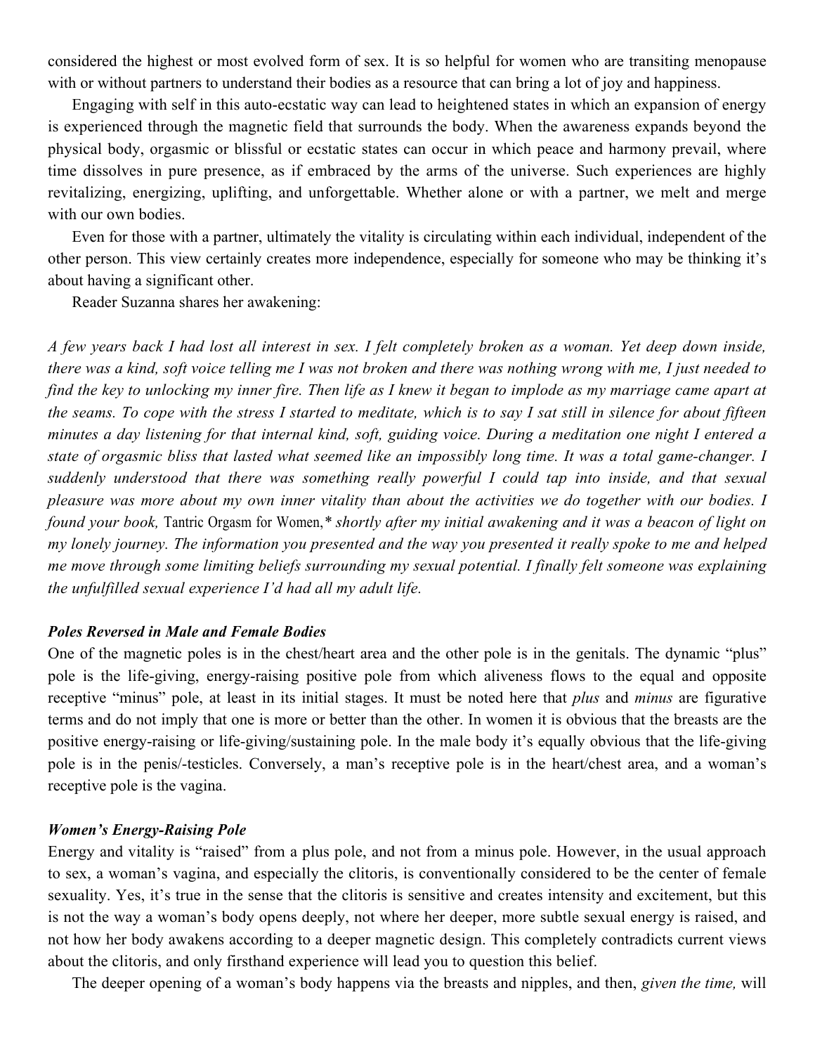considered the highest or most evolved form of sex. It is so helpful for women who are transiting menopause with or without partners to understand their bodies as a resource that can bring a lot of joy and happiness.

Engaging with self in this auto-ecstatic way can lead to heightened states in which an expansion of energy is experienced through the magnetic field that surrounds the body. When the awareness expands beyond the physical body, orgasmic or blissful or ecstatic states can occur in which peace and harmony prevail, where time dissolves in pure presence, as if embraced by the arms of the universe. Such experiences are highly revitalizing, energizing, uplifting, and unforgettable. Whether alone or with a partner, we melt and merge with our own bodies.

Even for those with a partner, ultimately the vitality is circulating within each individual, independent of the other person. This view certainly creates more independence, especially for someone who may be thinking it's about having a significant other.

Reader Suzanna shares her awakening:

*A few years back I had lost all interest in sex. I felt completely broken as a woman. Yet deep down inside, there was a kind, soft voice telling me I was not broken and there was nothing wrong with me, I just needed to find the key to unlocking my inner fire. Then life as I knew it began to implode as my marriage came apart at the seams. To cope with the stress I started to meditate, which is to say I sat still in silence for about fifteen minutes a day listening for that internal kind, soft, guiding voice. During a meditation one night I entered a state of orgasmic bliss that lasted what seemed like an impossibly long time. It was a total game-changer. I suddenly understood that there was something really powerful I could tap into inside, and that sexual pleasure was more about my own inner vitality than about the activities we do together with our bodies. I found your book,* Tantric Orgasm for Women,* *shortly after my initial awakening and it was a beacon of light on my lonely journey. The information you presented and the way you presented it really spoke to me and helped me move through some limiting beliefs surrounding my sexual potential. I finally felt someone was explaining the unfulfilled sexual experience I'd had all my adult life.*

***Poles Reversed in Male and Female Bodies***

One of the magnetic poles is in the chest/heart area and the other pole is in the genitals. The dynamic "plus" pole is the life-giving, energy-raising positive pole from which aliveness flows to the equal and opposite receptive "minus" pole, at least in its initial stages. It must be noted here that *plus* and *minus* are figurative terms and do not imply that one is more or better than the other. In women it is obvious that the breasts are the positive energy-raising or life-giving/sustaining pole. In the male body it's equally obvious that the life-giving pole is in the penis/-testicles. Conversely, a man's receptive pole is in the heart/chest area, and a woman's receptive pole is the vagina.

***Women's Energy-Raising Pole***

Energy and vitality is "raised" from a plus pole, and not from a minus pole. However, in the usual approach to sex, a woman's vagina, and especially the clitoris, is conventionally considered to be the center of female sexuality. Yes, it's true in the sense that the clitoris is sensitive and creates intensity and excitement, but this is not the way a woman's body opens deeply, not where her deeper, more subtle sexual energy is raised, and not how her body awakens according to a deeper magnetic design. This completely contradicts current views about the clitoris, and only firsthand experience will lead you to question this belief.

The deeper opening of a woman's body happens via the breasts and nipples, and then, *given the time,* will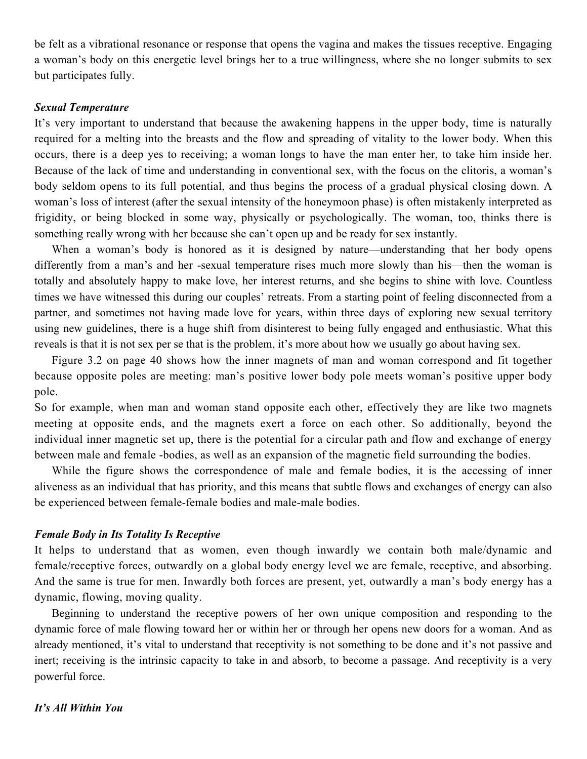be felt as a vibrational resonance or response that opens the vagina and makes the tissues receptive. Engaging a woman's body on this energetic level brings her to a true willingness, where she no longer submits to sex but participates fully.

### *Sexual Temperature*

It's very important to understand that because the awakening happens in the upper body, time is naturally required for a melting into the breasts and the flow and spreading of vitality to the lower body. When this occurs, there is a deep yes to receiving; a woman longs to have the man enter her, to take him inside her. Because of the lack of time and understanding in conventional sex, with the focus on the clitoris, a woman's body seldom opens to its full potential, and thus begins the process of a gradual physical closing down. A woman's loss of interest (after the sexual intensity of the honeymoon phase) is often mistakenly interpreted as frigidity, or being blocked in some way, physically or psychologically. The woman, too, thinks there is something really wrong with her because she can't open up and be ready for sex instantly.

When a woman's body is honored as it is designed by nature—understanding that her body opens differently from a man's and her -sexual temperature rises much more slowly than his—then the woman is totally and absolutely happy to make love, her interest returns, and she begins to shine with love. Countless times we have witnessed this during our couples' retreats. From a starting point of feeling disconnected from a partner, and sometimes not having made love for years, within three days of exploring new sexual territory using new guidelines, there is a huge shift from disinterest to being fully engaged and enthusiastic. What this reveals is that it is not sex per se that is the problem, it's more about how we usually go about having sex.

Figure 3.2 on page 40 shows how the inner magnets of man and woman correspond and fit together because opposite poles are meeting: man's positive lower body pole meets woman's positive upper body pole.

So for example, when man and woman stand opposite each other, effectively they are like two magnets meeting at opposite ends, and the magnets exert a force on each other. So additionally, beyond the individual inner magnetic set up, there is the potential for a circular path and flow and exchange of energy between male and female -bodies, as well as an expansion of the magnetic field surrounding the bodies.

While the figure shows the correspondence of male and female bodies, it is the accessing of inner aliveness as an individual that has priority, and this means that subtle flows and exchanges of energy can also be experienced between female-female bodies and male-male bodies.

### *Female Body in Its Totality Is Receptive*

It helps to understand that as women, even though inwardly we contain both male/dynamic and female/receptive forces, outwardly on a global body energy level we are female, receptive, and absorbing. And the same is true for men. Inwardly both forces are present, yet, outwardly a man's body energy has a dynamic, flowing, moving quality.

Beginning to understand the receptive powers of her own unique composition and responding to the dynamic force of male flowing toward her or within her or through her opens new doors for a woman. And as already mentioned, it's vital to understand that receptivity is not something to be done and it's not passive and inert; receiving is the intrinsic capacity to take in and absorb, to become a passage. And receptivity is a very powerful force.

### *It's All Within You*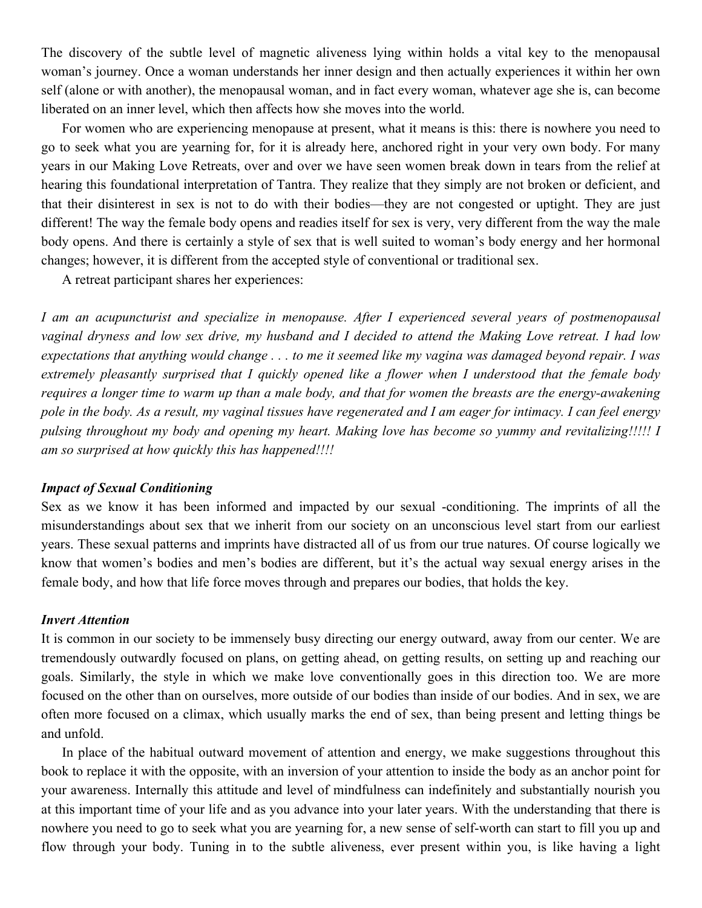The discovery of the subtle level of magnetic aliveness lying within holds a vital key to the menopausal woman's journey. Once a woman understands her inner design and then actually experiences it within her own self (alone or with another), the menopausal woman, and in fact every woman, whatever age she is, can become liberated on an inner level, which then affects how she moves into the world.

For women who are experiencing menopause at present, what it means is this: there is nowhere you need to go to seek what you are yearning for, for it is already here, anchored right in your very own body. For many years in our Making Love Retreats, over and over we have seen women break down in tears from the relief at hearing this foundational interpretation of Tantra. They realize that they simply are not broken or deficient, and that their disinterest in sex is not to do with their bodies—they are not congested or uptight. They are just different! The way the female body opens and readies itself for sex is very, very different from the way the male body opens. And there is certainly a style of sex that is well suited to woman's body energy and her hormonal changes; however, it is different from the accepted style of conventional or traditional sex.

A retreat participant shares her experiences:

*I am an acupuncturist and specialize in menopause. After I experienced several years of postmenopausal vaginal dryness and low sex drive, my husband and I decided to attend the Making Love retreat. I had low expectations that anything would change . . . to me it seemed like my vagina was damaged beyond repair. I was extremely pleasantly surprised that I quickly opened like a flower when I understood that the female body requires a longer time to warm up than a male body, and that for women the breasts are the energy-awakening pole in the body. As a result, my vaginal tissues have regenerated and I am eager for intimacy. I can feel energy pulsing throughout my body and opening my heart. Making love has become so yummy and revitalizing!!!!! I am so surprised at how quickly this has happened!!!!*

### *Impact of Sexual Conditioning*

Sex as we know it has been informed and impacted by our sexual -conditioning. The imprints of all the misunderstandings about sex that we inherit from our society on an unconscious level start from our earliest years. These sexual patterns and imprints have distracted all of us from our true natures. Of course logically we know that women's bodies and men's bodies are different, but it's the actual way sexual energy arises in the female body, and how that life force moves through and prepares our bodies, that holds the key.

### *Invert Attention*

It is common in our society to be immensely busy directing our energy outward, away from our center. We are tremendously outwardly focused on plans, on getting ahead, on getting results, on setting up and reaching our goals. Similarly, the style in which we make love conventionally goes in this direction too. We are more focused on the other than on ourselves, more outside of our bodies than inside of our bodies. And in sex, we are often more focused on a climax, which usually marks the end of sex, than being present and letting things be and unfold.

In place of the habitual outward movement of attention and energy, we make suggestions throughout this book to replace it with the opposite, with an inversion of your attention to inside the body as an anchor point for your awareness. Internally this attitude and level of mindfulness can indefinitely and substantially nourish you at this important time of your life and as you advance into your later years. With the understanding that there is nowhere you need to go to seek what you are yearning for, a new sense of self-worth can start to fill you up and flow through your body. Tuning in to the subtle aliveness, ever present within you, is like having a light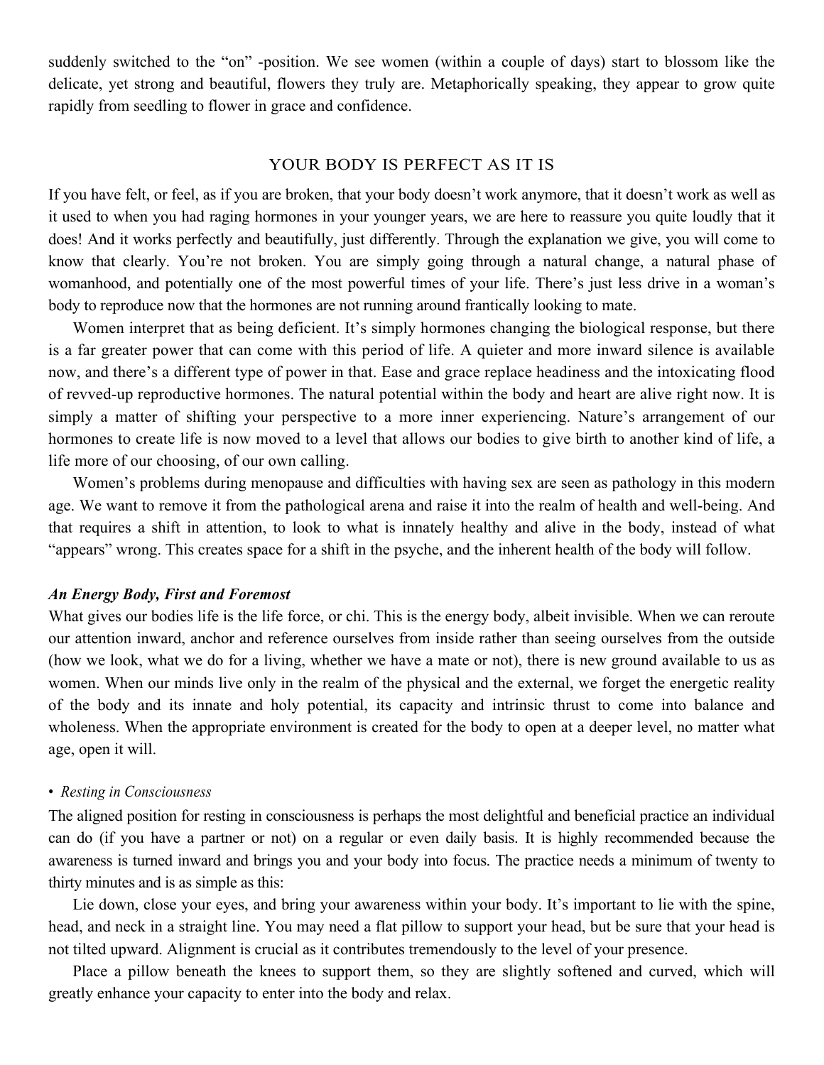suddenly switched to the "on" -position. We see women (within a couple of days) start to blossom like the delicate, yet strong and beautiful, flowers they truly are. Metaphorically speaking, they appear to grow quite rapidly from seedling to flower in grace and confidence.

## YOUR BODY IS PERFECT AS IT IS

If you have felt, or feel, as if you are broken, that your body doesn't work anymore, that it doesn't work as well as it used to when you had raging hormones in your younger years, we are here to reassure you quite loudly that it does! And it works perfectly and beautifully, just differently. Through the explanation we give, you will come to know that clearly. You're not broken. You are simply going through a natural change, a natural phase of womanhood, and potentially one of the most powerful times of your life. There's just less drive in a woman's body to reproduce now that the hormones are not running around frantically looking to mate.

Women interpret that as being deficient. It's simply hormones changing the biological response, but there is a far greater power that can come with this period of life. A quieter and more inward silence is available now, and there's a different type of power in that. Ease and grace replace headiness and the intoxicating flood of revved-up reproductive hormones. The natural potential within the body and heart are alive right now. It is simply a matter of shifting your perspective to a more inner experiencing. Nature's arrangement of our hormones to create life is now moved to a level that allows our bodies to give birth to another kind of life, a life more of our choosing, of our own calling.

Women's problems during menopause and difficulties with having sex are seen as pathology in this modern age. We want to remove it from the pathological arena and raise it into the realm of health and well-being. And that requires a shift in attention, to look to what is innately healthy and alive in the body, instead of what "appears" wrong. This creates space for a shift in the psyche, and the inherent health of the body will follow.

### *An Energy Body, First and Foremost*

What gives our bodies life is the life force, or chi. This is the energy body, albeit invisible. When we can reroute our attention inward, anchor and reference ourselves from inside rather than seeing ourselves from the outside (how we look, what we do for a living, whether we have a mate or not), there is new ground available to us as women. When our minds live only in the realm of the physical and the external, we forget the energetic reality of the body and its innate and holy potential, its capacity and intrinsic thrust to come into balance and wholeness. When the appropriate environment is created for the body to open at a deeper level, no matter what age, open it will.

- *Resting in Consciousness*

The aligned position for resting in consciousness is perhaps the most delightful and beneficial practice an individual can do (if you have a partner or not) on a regular or even daily basis. It is highly recommended because the awareness is turned inward and brings you and your body into focus. The practice needs a minimum of twenty to thirty minutes and is as simple as this:

Lie down, close your eyes, and bring your awareness within your body. It's important to lie with the spine, head, and neck in a straight line. You may need a flat pillow to support your head, but be sure that your head is not tilted upward. Alignment is crucial as it contributes tremendously to the level of your presence.

Place a pillow beneath the knees to support them, so they are slightly softened and curved, which will greatly enhance your capacity to enter into the body and relax.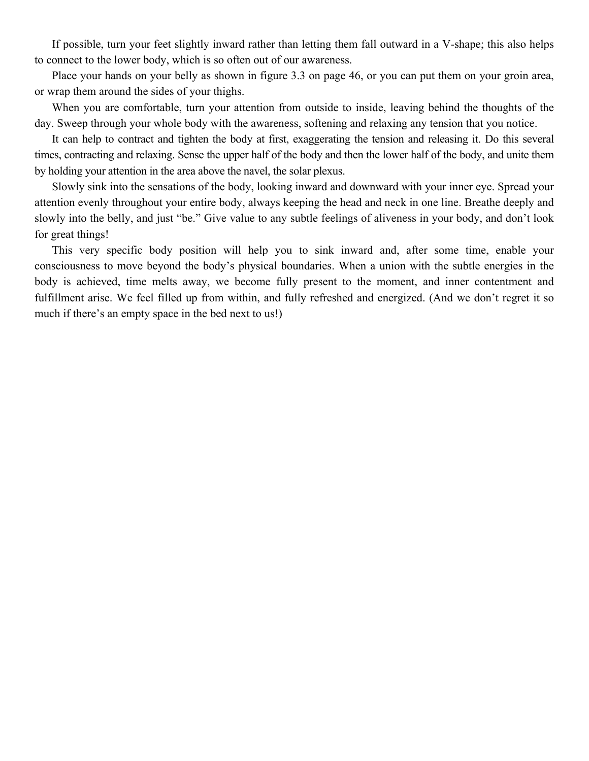If possible, turn your feet slightly inward rather than letting them fall outward in a V-shape; this also helps to connect to the lower body, which is so often out of our awareness.

Place your hands on your belly as shown in figure 3.3 on page 46, or you can put them on your groin area, or wrap them around the sides of your thighs.

When you are comfortable, turn your attention from outside to inside, leaving behind the thoughts of the day. Sweep through your whole body with the awareness, softening and relaxing any tension that you notice.

It can help to contract and tighten the body at first, exaggerating the tension and releasing it. Do this several times, contracting and relaxing. Sense the upper half of the body and then the lower half of the body, and unite them by holding your attention in the area above the navel, the solar plexus.

Slowly sink into the sensations of the body, looking inward and downward with your inner eye. Spread your attention evenly throughout your entire body, always keeping the head and neck in one line. Breathe deeply and slowly into the belly, and just "be." Give value to any subtle feelings of aliveness in your body, and don't look for great things!

This very specific body position will help you to sink inward and, after some time, enable your consciousness to move beyond the body's physical boundaries. When a union with the subtle energies in the body is achieved, time melts away, we become fully present to the moment, and inner contentment and fulfillment arise. We feel filled up from within, and fully refreshed and energized. (And we don't regret it so much if there's an empty space in the bed next to us!)